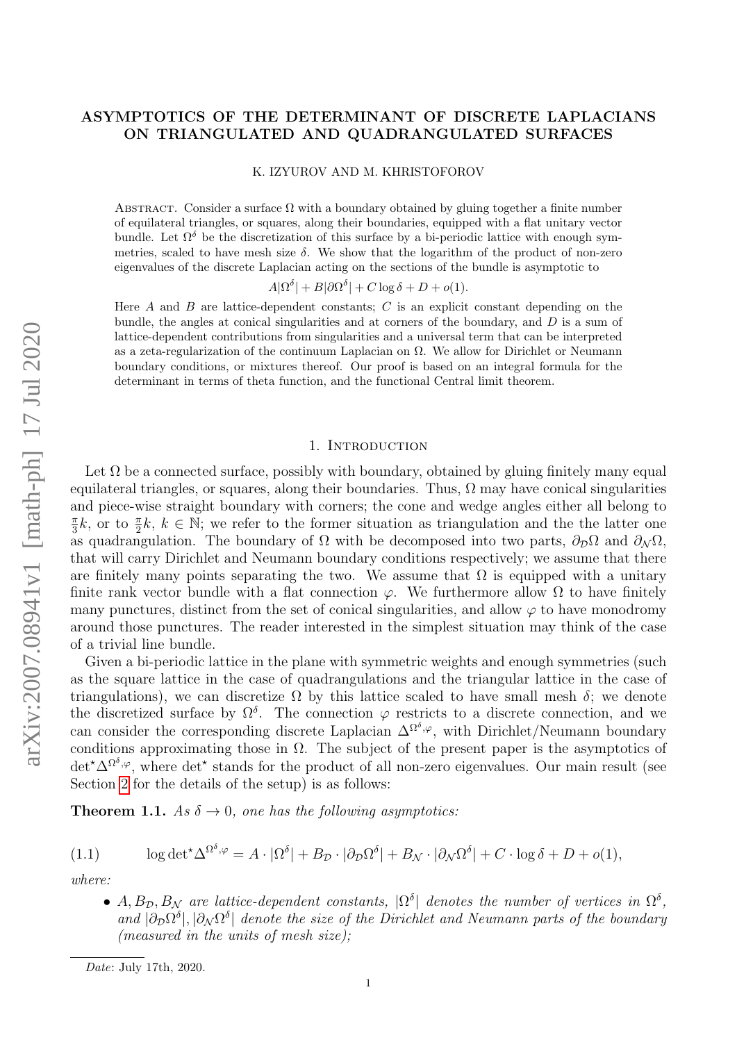# ASYMPTOTICS OF THE DETERMINANT OF DISCRETE LAPLACIANS ON TRIANGULATED AND QUADRANGULATED SURFACES

K. IZYUROV AND M. KHRISTOFOROV

ABSTRACT. Consider a surface $\Omega$ with a boundary obtained by gluing together a finite number of equilateral triangles, or squares, along their boundaries, equipped with a flat unitary vector bundle. Let $\Omega^\delta$ be the discretization of this surface by a bi-periodic lattice with enough symmetries, scaled to have mesh size $\delta$. We show that the logarithm of the product of non-zero eigenvalues of the discrete Laplacian acting on the sections of the bundle is asymptotic to

$$A|\Omega^\delta| + B|\partial\Omega^\delta| + C\log\delta + D + o(1).$$

Here $A$ and $B$ are lattice-dependent constants; $C$ is an explicit constant depending on the bundle, the angles at conical singularities and at corners of the boundary, and $D$ is a sum of lattice-dependent contributions from singularities and a universal term that can be interpreted as a zeta-regularization of the continuum Laplacian on $\Omega$. We allow for Dirichlet or Neumann boundary conditions, or mixtures thereof. Our proof is based on an integral formula for the determinant in terms of theta function, and the functional Central limit theorem.

## 1. Introduction

Let $\Omega$ be a connected surface, possibly with boundary, obtained by gluing finitely many equal equilateral triangles, or squares, along their boundaries. Thus, $\Omega$ may have conical singularities and piece-wise straight boundary with corners; the cone and wedge angles either all belong to $\frac{\pi}{3}k$, or to $\frac{\pi}{2}k$, $k \in \mathbb{N}$; we refer to the former situation as triangulation and the the latter one as quadrangulation. The boundary of $\Omega$ with be decomposed into two parts, $\partial_{\mathcal{D}}\Omega$ and $\partial_{\mathcal{N}}\Omega$, that will carry Dirichlet and Neumann boundary conditions respectively; we assume that there are finitely many points separating the two. We assume that $\Omega$ is equipped with a unitary finite rank vector bundle with a flat connection $\varphi$. We furthermore allow $\Omega$ to have finitely many punctures, distinct from the set of conical singularities, and allow $\varphi$ to have monodromy around those punctures. The reader interested in the simplest situation may think of the case of a trivial line bundle.

Given a bi-periodic lattice in the plane with symmetric weights and enough symmetries (such as the square lattice in the case of quadrangulations and the triangular lattice in the case of triangulations), we can discretize $\Omega$ by this lattice scaled to have small mesh $\delta$; we denote the discretized surface by $\Omega^\delta$. The connection $\varphi$ restricts to a discrete connection, and we can consider the corresponding discrete Laplacian $\Delta^{\Omega^\delta,\varphi}$, with Dirichlet/Neumann boundary conditions approximating those in $\Omega$. The subject of the present paper is the asymptotics of $\det^\star\Delta^{\Omega^\delta,\varphi}$, where $\det^\star$ stands for the product of all non-zero eigenvalues. Our main result (see Section 2 for the details of the setup) is as follows:

**Theorem 1.1.** *As $\delta \to 0$, one has the following asymptotics:*

$$\log\det{}^\star\Delta^{\Omega^\delta,\varphi} = A\cdot|\Omega^\delta| + B_{\mathcal{D}}\cdot|\partial_{\mathcal{D}}\Omega^\delta| + B_{\mathcal{N}}\cdot|\partial_{\mathcal{N}}\Omega^\delta| + C\cdot\log\delta + D + o(1), \tag{1.1}$$

*where:*

- *$A, B_{\mathcal{D}}, B_{\mathcal{N}}$ are lattice-dependent constants, $|\Omega^\delta|$ denotes the number of vertices in $\Omega^\delta$, and $|\partial_{\mathcal{D}}\Omega^\delta|, |\partial_{\mathcal{N}}\Omega^\delta|$ denote the size of the Dirichlet and Neumann parts of the boundary (measured in the units of mesh size);*

*Date*: July 17th, 2020.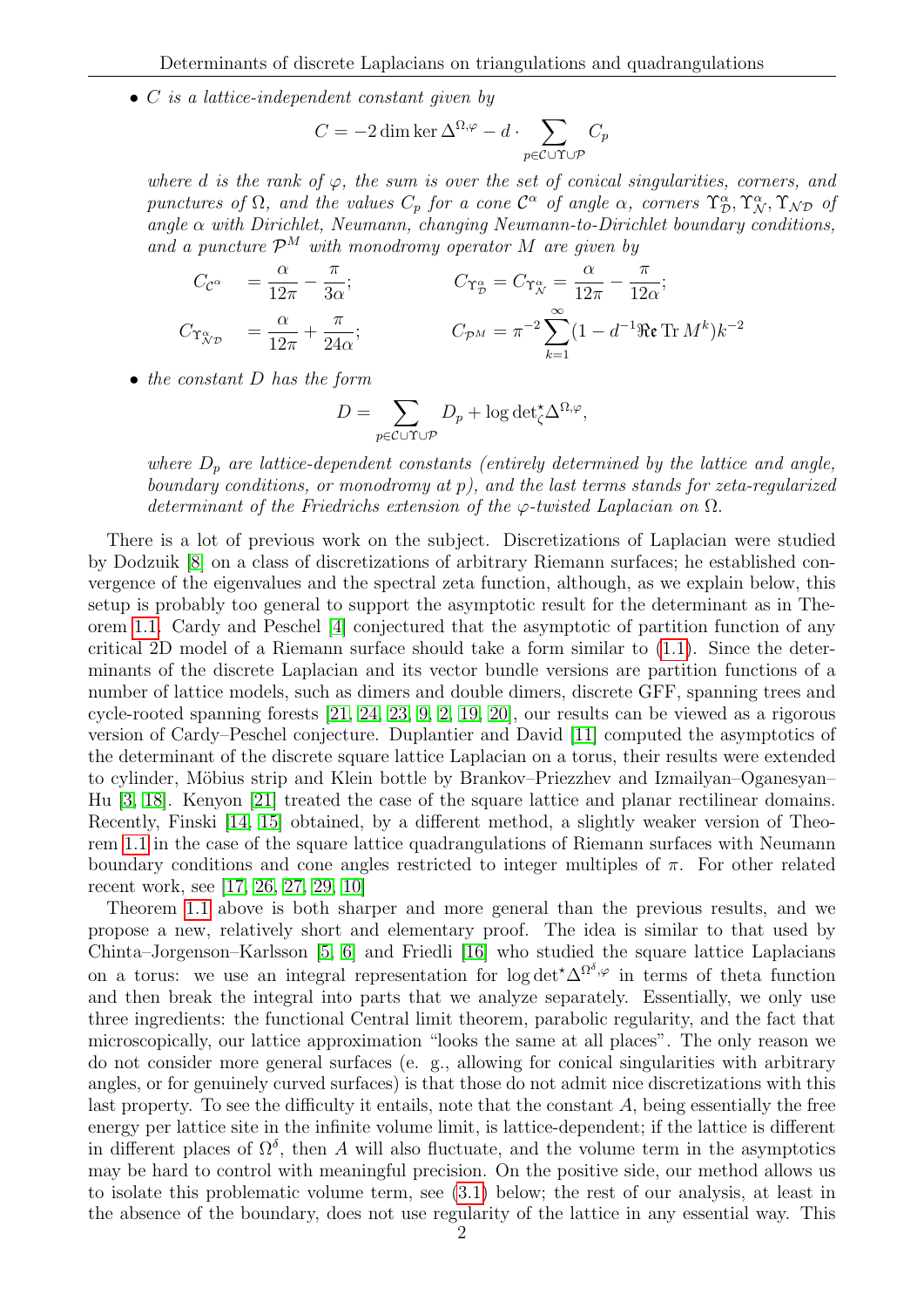- *$C$ is a lattice-independent constant given by*

$$C = -2\dim\ker \Delta^{\Omega,\varphi} - d\cdot \sum_{p\in\mathcal{C}\cup\Upsilon\cup\mathcal{P}} C_p$$

*where $d$ is the rank of $\varphi$, the sum is over the set of conical singularities, corners, and punctures of $\Omega$, and the values $C_p$ for a cone $\mathcal{C}^\alpha$ of angle $\alpha$, corners $\Upsilon^\alpha_{\mathcal{D}}, \Upsilon^\alpha_{\mathcal{N}}, \Upsilon_{\mathcal{ND}}$ of angle $\alpha$ with Dirichlet, Neumann, changing Neumann-to-Dirichlet boundary conditions, and a puncture $\mathcal{P}^M$ with monodromy operator $M$ are given by*

$$C_{\mathcal{C}^\alpha} = \frac{\alpha}{12\pi} - \frac{\pi}{3\alpha}; \qquad C_{\Upsilon^\alpha_{\mathcal{D}}} = C_{\Upsilon^\alpha_{\mathcal{N}}} = \frac{\alpha}{12\pi} - \frac{\pi}{12\alpha};$$

$$C_{\Upsilon^\alpha_{\mathcal{ND}}} = \frac{\alpha}{12\pi} + \frac{\pi}{24\alpha}; \qquad C_{\mathcal{P}^M} = \pi^{-2}\sum_{k=1}^{\infty}(1 - d^{-1}\mathfrak{Re}\operatorname{Tr} M^k)k^{-2}$$

- *the constant $D$ has the form*

$$D = \sum_{p\in\mathcal{C}\cup\Upsilon\cup\mathcal{P}} D_p + \log\det{}^\star_\zeta \Delta^{\Omega,\varphi},$$

*where $D_p$ are lattice-dependent constants (entirely determined by the lattice and angle, boundary conditions, or monodromy at $p$), and the last terms stands for zeta-regularized determinant of the Friedrichs extension of the $\varphi$-twisted Laplacian on $\Omega$.*

There is a lot of previous work on the subject. Discretizations of Laplacian were studied by Dodzuk [8] on a class of discretizations of arbitrary Riemann surfaces; he established convergence of the eigenvalues and the spectral zeta function, although, as we explain below, this setup is probably too general to support the asymptotic result for the determinant as in Theorem 1.1. Cardy and Peschel [4] conjectured that the asymptotic of partition function of any critical 2D model of a Riemann surface should take a form similar to (1.1). Since the determinants of the discrete Laplacian and its vector bundle versions are partition functions of a number of lattice models, such as dimers and double dimers, discrete GFF, spanning trees and cycle-rooted spanning forests [21, 24, 23, 9, 2, 19, 20], our results can be viewed as a rigorous version of Cardy–Peschel conjecture. Duplantier and David [11] computed the asymptotics of the determinant of the discrete square lattice Laplacian on a torus, their results were extended to cylinder, Möbius strip and Klein bottle by Brankov–Priezzhev and Izmailyan–Oganesyan–Hu [3, 18]. Kenyon [21] treated the case of the square lattice and planar rectilinear domains. Recently, Finski [14, 15] obtained, by a different method, a slightly weaker version of Theorem 1.1 in the case of the square lattice quadrangulations of Riemann surfaces with Neumann boundary conditions and cone angles restricted to integer multiples of $\pi$. For other related recent work, see [17, 26, 27, 29, 10]

Theorem 1.1 above is both sharper and more general than the previous results, and we propose a new, relatively short and elementary proof. The idea is similar to that used by Chinta–Jorgenson–Karlsson [5, 6] and Friedli [16] who studied the square lattice Laplacians on a torus: we use an integral representation for $\log\det^\star\Delta^{\Omega^\delta,\varphi}$ in terms of theta function and then break the integral into parts that we analyze separately. Essentially, we only use three ingredients: the functional Central limit theorem, parabolic regularity, and the fact that microscopically, our lattice approximation "looks the same at all places". The only reason we do not consider more general surfaces (e. g., allowing for conical singularities with arbitrary angles, or for genuinely curved surfaces) is that those do not admit nice discretizations with this last property. To see the difficulty it entails, note that the constant $A$, being essentially the free energy per lattice site in the infinite volume limit, is lattice-dependent; if the lattice is different in different places of $\Omega^\delta$, then $A$ will also fluctuate, and the volume term in the asymptotics may be hard to control with meaningful precision. On the positive side, our method allows us to isolate this problematic volume term, see (3.1) below; the rest of our analysis, at least in the absence of the boundary, does not use regularity of the lattice in any essential way. This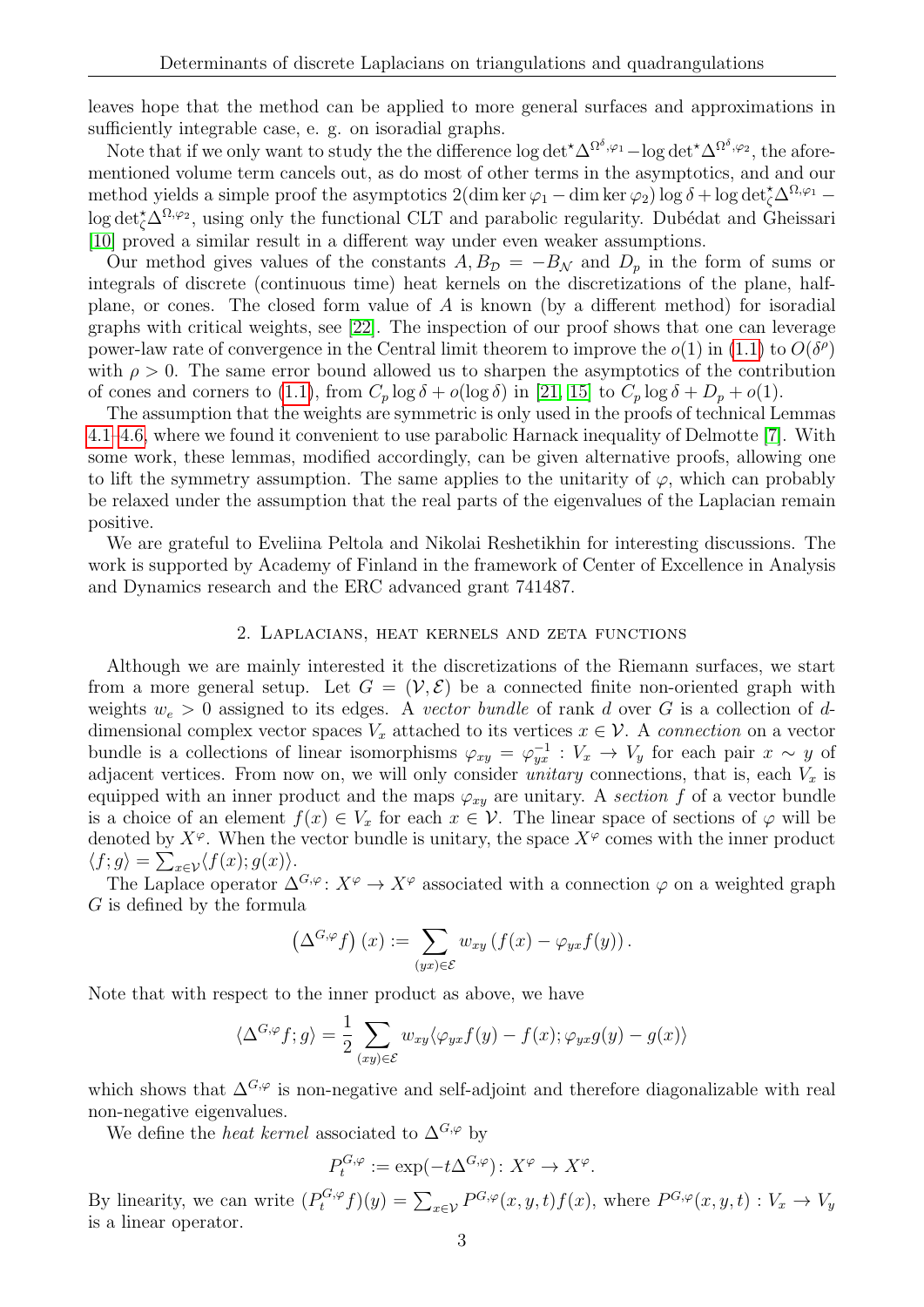leaves hope that the method can be applied to more general surfaces and approximations in sufficiently integrable case, e. g. on isoradial graphs.

Note that if we only want to study the the difference $\log\det^\star\Delta^{\Omega^\delta,\varphi_1}-\log\det^\star\Delta^{\Omega^\delta,\varphi_2}$, the aforementioned volume term cancels out, as do most of other terms in the asymptotics, and and our method yields a simple proof the asymptotics $2(\dim\ker\varphi_1-\dim\ker\varphi_2)\log\delta+\log\det^\star_\zeta\Delta^{\Omega,\varphi_1}-\log\det^\star_\zeta\Delta^{\Omega,\varphi_2}$, using only the functional CLT and parabolic regularity. Dubédat and Gheissari [10] proved a similar result in a different way under even weaker assumptions.

Our method gives values of the constants $A, B_\mathcal{D}=-B_\mathcal{N}$ and $D_p$ in the form of sums or integrals of discrete (continuous time) heat kernels on the discretizations of the plane, half-plane, or cones. The closed form value of $A$ is known (by a different method) for isoradial graphs with critical weights, see [22]. The inspection of our proof shows that one can leverage power-law rate of convergence in the Central limit theorem to improve the $o(1)$ in (1.1) to $O(\delta^\rho)$ with $\rho>0$. The same error bound allowed us to sharpen the asymptotics of the contribution of cones and corners to (1.1), from $C_p\log\delta+o(\log\delta)$ in [21, 15] to $C_p\log\delta+D_p+o(1)$.

The assumption that the weights are symmetric is only used in the proofs of technical Lemmas 4.1–4.6, where we found it convenient to use parabolic Harnack inequality of Delmotte [7]. With some work, these lemmas, modified accordingly, can be given alternative proofs, allowing one to lift the symmetry assumption. The same applies to the unitarity of $\varphi$, which can probably be relaxed under the assumption that the real parts of the eigenvalues of the Laplacian remain positive.

We are grateful to Eveliina Peltola and Nikolai Reshetikhin for interesting discussions. The work is supported by Academy of Finland in the framework of Center of Excellence in Analysis and Dynamics research and the ERC advanced grant 741487.

## 2. Laplacians, heat kernels and zeta functions

Although we are mainly interested it the discretizations of the Riemann surfaces, we start from a more general setup. Let $G=(\mathcal{V},\mathcal{E})$ be a connected finite non-oriented graph with weights $w_e>0$ assigned to its edges. A *vector bundle* of rank $d$ over $G$ is a collection of $d$-dimensional complex vector spaces $V_x$ attached to its vertices $x\in\mathcal{V}$. A *connection* on a vector bundle is a collections of linear isomorphisms $\varphi_{xy}=\varphi_{yx}^{-1}: V_x\to V_y$ for each pair $x\sim y$ of adjacent vertices. From now on, we will only consider *unitary* connections, that is, each $V_x$ is equipped with an inner product and the maps $\varphi_{xy}$ are unitary. A *section* $f$ of a vector bundle is a choice of an element $f(x)\in V_x$ for each $x\in\mathcal{V}$. The linear space of sections of $\varphi$ will be denoted by $X^\varphi$. When the vector bundle is unitary, the space $X^\varphi$ comes with the inner product $\langle f;g\rangle=\sum_{x\in\mathcal{V}}\langle f(x);g(x)\rangle$.

The Laplace operator $\Delta^{G,\varphi}\colon X^\varphi\to X^\varphi$ associated with a connection $\varphi$ on a weighted graph $G$ is defined by the formula

$$\left(\Delta^{G,\varphi}f\right)(x):=\sum_{(yx)\in\mathcal{E}}w_{xy}\left(f(x)-\varphi_{yx}f(y)\right).$$

Note that with respect to the inner product as above, we have

$$\langle\Delta^{G,\varphi}f;g\rangle=\frac{1}{2}\sum_{(xy)\in\mathcal{E}}w_{xy}\langle\varphi_{yx}f(y)-f(x);\varphi_{yx}g(y)-g(x)\rangle$$

which shows that $\Delta^{G,\varphi}$ is non-negative and self-adjoint and therefore diagonalizable with real non-negative eigenvalues.

We define the *heat kernel* associated to $\Delta^{G,\varphi}$ by

$$P_t^{G,\varphi}:=\exp(-t\Delta^{G,\varphi})\colon X^\varphi\to X^\varphi.$$

By linearity, we can write $(P_t^{G,\varphi}f)(y)=\sum_{x\in\mathcal{V}}P^{G,\varphi}(x,y,t)f(x)$, where $P^{G,\varphi}(x,y,t):V_x\to V_y$ is a linear operator.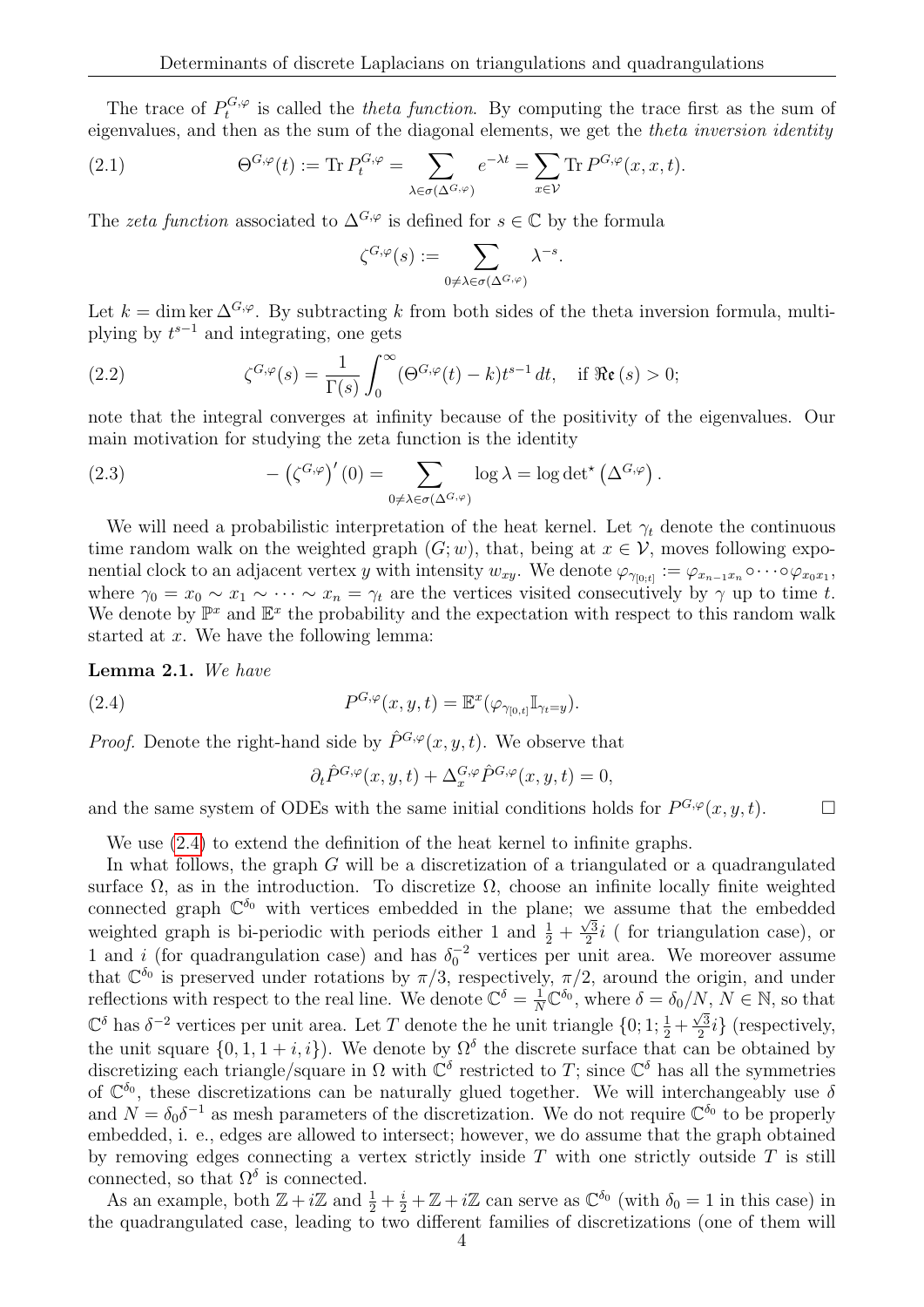The trace of $P_t^{G,\varphi}$ is called the *theta function*. By computing the trace first as the sum of eigenvalues, and then as the sum of the diagonal elements, we get the *theta inversion identity*

$$\Theta^{G,\varphi}(t) := \operatorname{Tr} P_t^{G,\varphi} = \sum_{\lambda\in\sigma(\Delta^{G,\varphi})} e^{-\lambda t} = \sum_{x\in\mathcal{V}} \operatorname{Tr} P^{G,\varphi}(x,x,t). \tag{2.1}$$

The *zeta function* associated to $\Delta^{G,\varphi}$ is defined for $s\in\mathbb{C}$ by the formula

$$\zeta^{G,\varphi}(s) := \sum_{0\neq\lambda\in\sigma(\Delta^{G,\varphi})} \lambda^{-s}.$$

Let $k = \dim\ker\Delta^{G,\varphi}$. By subtracting $k$ from both sides of the theta inversion formula, multiplying by $t^{s-1}$ and integrating, one gets

$$\zeta^{G,\varphi}(s) = \frac{1}{\Gamma(s)}\int_0^\infty (\Theta^{G,\varphi}(t)-k)t^{s-1}\,dt, \quad \text{if } \Re\mathfrak{e}\,(s)>0; \tag{2.2}$$

note that the integral converges at infinity because of the positivity of the eigenvalues. Our main motivation for studying the zeta function is the identity

$$-\left(\zeta^{G,\varphi}\right)'(0) = \sum_{0\neq\lambda\in\sigma(\Delta^{G,\varphi})} \log\lambda = \log\det{}^\star\left(\Delta^{G,\varphi}\right). \tag{2.3}$$

We will need a probabilistic interpretation of the heat kernel. Let $\gamma_t$ denote the continuous time random walk on the weighted graph $(G;w)$, that, being at $x\in\mathcal{V}$, moves following exponential clock to an adjacent vertex $y$ with intensity $w_{xy}$. We denote $\varphi_{\gamma_{[0;t]}} := \varphi_{x_{n-1}x_n}\circ\dots\circ\varphi_{x_0x_1}$, where $\gamma_0 = x_0\sim x_1\sim\dots\sim x_n = \gamma_t$ are the vertices visited consecutively by $\gamma$ up to time $t$. We denote by $\mathbb{P}^x$ and $\mathbb{E}^x$ the probability and the expectation with respect to this random walk started at $x$. We have the following lemma:

**Lemma 2.1.** *We have*

$$P^{G,\varphi}(x,y,t) = \mathbb{E}^x(\varphi_{\gamma_{[0,t]}}\mathbb{I}_{\gamma_t=y}). \tag{2.4}$$

*Proof.* Denote the right-hand side by $\hat{P}^{G,\varphi}(x,y,t)$. We observe that

$$\partial_t\hat{P}^{G,\varphi}(x,y,t) + \Delta_x^{G,\varphi}\hat{P}^{G,\varphi}(x,y,t) = 0,$$

and the same system of ODEs with the same initial conditions holds for $P^{G,\varphi}(x,y,t)$. $\square$

We use (2.4) to extend the definition of the heat kernel to infinite graphs.

In what follows, the graph $G$ will be a discretization of a triangulated or a quadrangulated surface $\Omega$, as in the introduction. To discretize $\Omega$, choose an infinite locally finite weighted connected graph $\mathbb{C}^{\delta_0}$ with vertices embedded in the plane; we assume that the embedded weighted graph is bi-periodic with periods either 1 and $\frac{1}{2}+\frac{\sqrt{3}}{2}i$ ( for triangulation case), or 1 and $i$ (for quadrangulation case) and has $\delta_0^{-2}$ vertices per unit area. We moreover assume that $\mathbb{C}^{\delta_0}$ is preserved under rotations by $\pi/3$, respectively, $\pi/2$, around the origin, and under reflections with respect to the real line. We denote $\mathbb{C}^\delta = \frac{1}{N}\mathbb{C}^{\delta_0}$, where $\delta = \delta_0/N$, $N\in\mathbb{N}$, so that $\mathbb{C}^\delta$ has $\delta^{-2}$ vertices per unit area. Let $T$ denote the he unit triangle $\{0;1;\frac{1}{2}+\frac{\sqrt{3}}{2}i\}$ (respectively, the unit square $\{0,1,1+i,i\}$). We denote by $\Omega^\delta$ the discrete surface that can be obtained by discretizing each triangle/square in $\Omega$ with $\mathbb{C}^\delta$ restricted to $T$; since $\mathbb{C}^\delta$ has all the symmetries of $\mathbb{C}^{\delta_0}$, these discretizations can be naturally glued together. We will interchangeably use $\delta$ and $N = \delta_0\delta^{-1}$ as mesh parameters of the discretization. We do not require $\mathbb{C}^{\delta_0}$ to be properly embedded, i. e., edges are allowed to intersect; however, we do assume that the graph obtained by removing edges connecting a vertex strictly inside $T$ with one strictly outside $T$ is still connected, so that $\Omega^\delta$ is connected.

As an example, both $\mathbb{Z}+i\mathbb{Z}$ and $\frac{1}{2}+\frac{i}{2}+\mathbb{Z}+i\mathbb{Z}$ can serve as $\mathbb{C}^{\delta_0}$ (with $\delta_0 = 1$ in this case) in the quadrangulated case, leading to two different families of discretizations (one of them will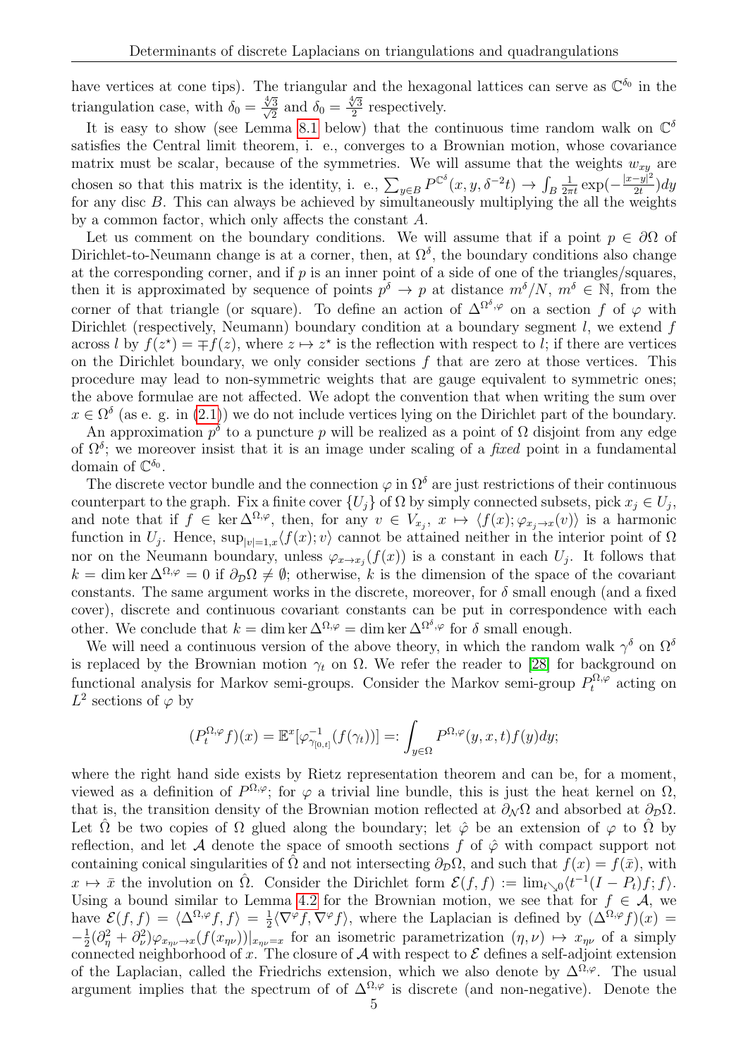have vertices at cone tips). The triangular and the hexagonal lattices can serve as $\mathbb{C}^{\delta_0}$ in the triangulation case, with $\delta_0 = \frac{\sqrt[4]{3}}{\sqrt{2}}$ and $\delta_0 = \frac{\sqrt[4]{3}}{2}$ respectively.

It is easy to show (see Lemma 8.1 below) that the continuous time random walk on $\mathbb{C}^\delta$ satisfies the Central limit theorem, i. e., converges to a Brownian motion, whose covariance matrix must be scalar, because of the symmetries. We will assume that the weights $w_{xy}$ are chosen so that this matrix is the identity, i. e., $\sum_{y\in B} P^{\mathbb{C}^\delta}(x,y,\delta^{-2}t) \to \int_B \frac{1}{2\pi t}\exp(-\frac{|x-y|^2}{2t})dy$ for any disc $B$. This can always be achieved by simultaneously multiplying the all the weights by a common factor, which only affects the constant $A$.

Let us comment on the boundary conditions. We will assume that if a point $p \in \partial\Omega$ of Dirichlet-to-Neumann change is at a corner, then, at $\Omega^\delta$, the boundary conditions also change at the corresponding corner, and if $p$ is an inner point of a side of one of the triangles/squares, then it is approximated by sequence of points $p^\delta \to p$ at distance $m^\delta/N$, $m^\delta \in \mathbb{N}$, from the corner of that triangle (or square). To define an action of $\Delta^{\Omega^\delta,\varphi}$ on a section $f$ of $\varphi$ with Dirichlet (respectively, Neumann) boundary condition at a boundary segment $l$, we extend $f$ across $l$ by $f(z^\star) = \mp f(z)$, where $z \mapsto z^\star$ is the reflection with respect to $l$; if there are vertices on the Dirichlet boundary, we only consider sections $f$ that are zero at those vertices. This procedure may lead to non-symmetric weights that are gauge equivalent to symmetric ones; the above formulae are not affected. We adopt the convention that when writing the sum over $x \in \Omega^\delta$ (as e. g. in (2.1)) we do not include vertices lying on the Dirichlet part of the boundary.

An approximation $p^\delta$ to a puncture $p$ will be realized as a point of $\Omega$ disjoint from any edge of $\Omega^\delta$; we moreover insist that it is an image under scaling of a *fixed* point in a fundamental domain of $\mathbb{C}^{\delta_0}$.

The discrete vector bundle and the connection $\varphi$ in $\Omega^\delta$ are just restrictions of their continuous counterpart to the graph. Fix a finite cover $\{U_j\}$ of $\Omega$ by simply connected subsets, pick $x_j \in U_j$, and note that if $f \in \ker \Delta^{\Omega,\varphi}$, then, for any $v \in V_{x_j}$, $x \mapsto \langle f(x); \varphi_{x_j\to x}(v)\rangle$ is a harmonic function in $U_j$. Hence, $\sup_{|v|=1,x}\langle f(x); v\rangle$ cannot be attained neither in the interior point of $\Omega$ nor on the Neumann boundary, unless $\varphi_{x\to x_j}(f(x))$ is a constant in each $U_j$. It follows that $k = \dim\ker\Delta^{\Omega,\varphi} = 0$ if $\partial_{\mathcal{D}}\Omega \neq \emptyset$; otherwise, $k$ is the dimension of the space of the covariant constants. The same argument works in the discrete, moreover, for $\delta$ small enough (and a fixed cover), discrete and continuous covariant constants can be put in correspondence with each other. We conclude that $k = \dim\ker\Delta^{\Omega,\varphi} = \dim\ker\Delta^{\Omega^\delta,\varphi}$ for $\delta$ small enough.

We will need a continuous version of the above theory, in which the random walk $\gamma^\delta$ on $\Omega^\delta$ is replaced by the Brownian motion $\gamma_t$ on $\Omega$. We refer the reader to [28] for background on functional analysis for Markov semi-groups. Consider the Markov semi-group $P_t^{\Omega,\varphi}$ acting on $L^2$ sections of $\varphi$ by

$$(P_t^{\Omega,\varphi}f)(x) = \mathbb{E}^x[\varphi^{-1}_{\gamma_{[0,t]}}(f(\gamma_t))] =: \int_{y\in\Omega} P^{\Omega,\varphi}(y,x,t)f(y)dy;$$

where the right hand side exists by Rietz representation theorem and can be, for a moment, viewed as a definition of $P^{\Omega,\varphi}$; for $\varphi$ a trivial line bundle, this is just the heat kernel on $\Omega$, that is, the transition density of the Brownian motion reflected at $\partial_{\mathcal{N}}\Omega$ and absorbed at $\partial_{\mathcal{D}}\Omega$. Let $\hat{\Omega}$ be two copies of $\Omega$ glued along the boundary; let $\hat{\varphi}$ be an extension of $\varphi$ to $\hat{\Omega}$ by reflection, and let $\mathcal{A}$ denote the space of smooth sections $f$ of $\hat{\varphi}$ with compact support not containing conical singularities of $\hat{\Omega}$ and not intersecting $\partial_{\mathcal{D}}\Omega$, and such that $f(x) = f(\bar{x})$, with $x \mapsto \bar{x}$ the involution on $\hat{\Omega}$. Consider the Dirichlet form $\mathcal{E}(f,f) := \lim_{t\searrow 0}\langle t^{-1}(I-P_t)f; f\rangle$. Using a bound similar to Lemma 4.2 for the Brownian motion, we see that for $f \in \mathcal{A}$, we have $\mathcal{E}(f,f) = \langle \Delta^{\Omega,\varphi}f, f\rangle = \frac{1}{2}\langle\nabla^\varphi f, \nabla^\varphi f\rangle$, where the Laplacian is defined by $(\Delta^{\Omega,\varphi}f)(x) = -\frac{1}{2}(\partial_\eta^2 + \partial_\nu^2)\varphi_{x_{\eta\nu}\to x}(f(x_{\eta\nu}))|_{x_{\eta\nu}=x}$ for an isometric parametrization $(\eta,\nu) \mapsto x_{\eta\nu}$ of a simply connected neighborhood of $x$. The closure of $\mathcal{A}$ with respect to $\mathcal{E}$ defines a self-adjoint extension of the Laplacian, called the Friedrichs extension, which we also denote by $\Delta^{\Omega,\varphi}$. The usual argument implies that the spectrum of of $\Delta^{\Omega,\varphi}$ is discrete (and non-negative). Denote the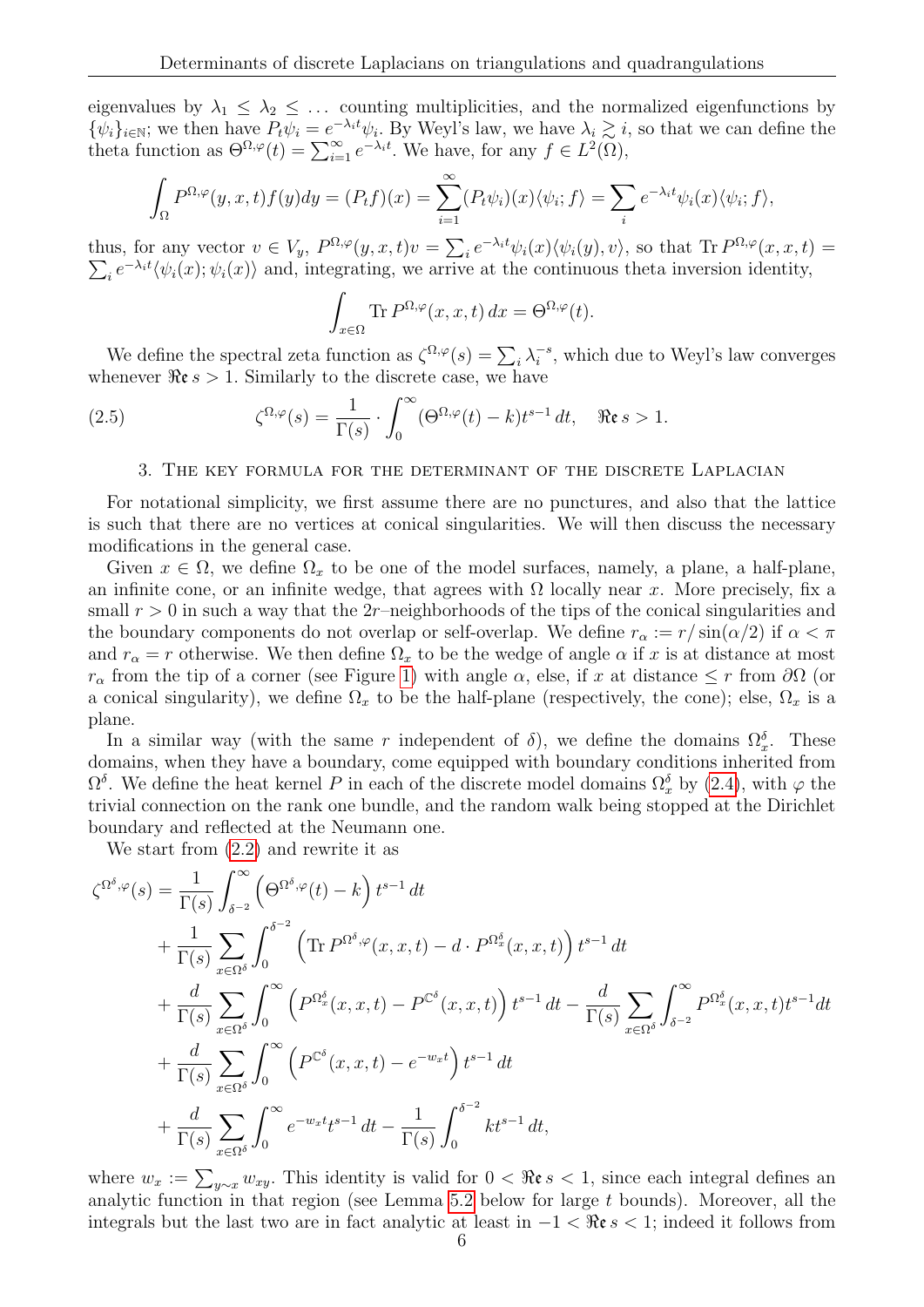eigenvalues by $\lambda_1 \leq \lambda_2 \leq \ldots$ counting multiplicities, and the normalized eigenfunctions by $\{\psi_i\}_{i\in\mathbb{N}}$; we then have $P_t\psi_i = e^{-\lambda_i t}\psi_i$. By Weyl's law, we have $\lambda_i \gtrsim i$, so that we can define the theta function as $\Theta^{\Omega,\varphi}(t) = \sum_{i=1}^{\infty} e^{-\lambda_i t}$. We have, for any $f \in L^2(\Omega)$,

$$\int_\Omega P^{\Omega,\varphi}(y,x,t)f(y)dy = (P_t f)(x) = \sum_{i=1}^{\infty}(P_t\psi_i)(x)\langle\psi_i; f\rangle = \sum_i e^{-\lambda_i t}\psi_i(x)\langle\psi_i; f\rangle,$$

thus, for any vector $v \in V_y$, $P^{\Omega,\varphi}(y,x,t)v = \sum_i e^{-\lambda_i t}\psi_i(x)\langle\psi_i(y), v\rangle$, so that $\operatorname{Tr} P^{\Omega,\varphi}(x,x,t) = \sum_i e^{-\lambda_i t}\langle\psi_i(x);\psi_i(x)\rangle$ and, integrating, we arrive at the continuous theta inversion identity,

$$\int_{x\in\Omega} \operatorname{Tr} P^{\Omega,\varphi}(x,x,t)\,dx = \Theta^{\Omega,\varphi}(t).$$

We define the spectral zeta function as $\zeta^{\Omega,\varphi}(s) = \sum_i \lambda_i^{-s}$, which due to Weyl's law converges whenever $\Re\mathfrak{e}\, s > 1$. Similarly to the discrete case, we have

$$\zeta^{\Omega,\varphi}(s) = \frac{1}{\Gamma(s)} \cdot \int_0^\infty (\Theta^{\Omega,\varphi}(t) - k)t^{s-1}\,dt, \quad \Re\mathfrak{e}\, s > 1. \tag{2.5}$$

## 3. The key formula for the determinant of the discrete Laplacian

For notational simplicity, we first assume there are no punctures, and also that the lattice is such that there are no vertices at conical singularities. We will then discuss the necessary modifications in the general case.

Given $x \in \Omega$, we define $\Omega_x$ to be one of the model surfaces, namely, a plane, a half-plane, an infinite cone, or an infinite wedge, that agrees with $\Omega$ locally near $x$. More precisely, fix a small $r > 0$ in such a way that the $2r$–neighborhoods of the tips of the conical singularities and the boundary components do not overlap or self-overlap. We define $r_\alpha := r/\sin(\alpha/2)$ if $\alpha < \pi$ and $r_\alpha = r$ otherwise. We then define $\Omega_x$ to be the wedge of angle $\alpha$ if $x$ is at distance at most $r_\alpha$ from the tip of a corner (see Figure 1) with angle $\alpha$, else, if $x$ at distance $\leq r$ from $\partial\Omega$ (or a conical singularity), we define $\Omega_x$ to be the half-plane (respectively, the cone); else, $\Omega_x$ is a plane.

In a similar way (with the same $r$ independent of $\delta$), we define the domains $\Omega_x^\delta$. These domains, when they have a boundary, come equipped with boundary conditions inherited from $\Omega^\delta$. We define the heat kernel $P$ in each of the discrete model domains $\Omega_x^\delta$ by (2.4), with $\varphi$ the trivial connection on the rank one bundle, and the random walk being stopped at the Dirichlet boundary and reflected at the Neumann one.

We start from (2.2) and rewrite it as

$$\begin{aligned}
\zeta^{\Omega^\delta,\varphi}(s) &= \frac{1}{\Gamma(s)}\int_{\delta^{-2}}^\infty \Big(\Theta^{\Omega^\delta,\varphi}(t) - k\Big)\,t^{s-1}\,dt \\
&+ \frac{1}{\Gamma(s)}\sum_{x\in\Omega^\delta}\int_0^{\delta^{-2}} \Big(\operatorname{Tr} P^{\Omega^\delta,\varphi}(x,x,t) - d\cdot P^{\Omega_x^\delta}(x,x,t)\Big)\,t^{s-1}\,dt \\
&+ \frac{d}{\Gamma(s)}\sum_{x\in\Omega^\delta}\int_0^\infty \Big(P^{\Omega_x^\delta}(x,x,t) - P^{\mathbb{C}^\delta}(x,x,t)\Big)\,t^{s-1}\,dt - \frac{d}{\Gamma(s)}\sum_{x\in\Omega^\delta}\int_{\delta^{-2}}^\infty P^{\Omega_x^\delta}(x,x,t)t^{s-1}dt \\
&+ \frac{d}{\Gamma(s)}\sum_{x\in\Omega^\delta}\int_0^\infty \Big(P^{\mathbb{C}^\delta}(x,x,t) - e^{-w_x t}\Big)\,t^{s-1}\,dt \\
&+ \frac{d}{\Gamma(s)}\sum_{x\in\Omega^\delta}\int_0^\infty e^{-w_x t}t^{s-1}\,dt - \frac{1}{\Gamma(s)}\int_0^{\delta^{-2}} kt^{s-1}\,dt,
\end{aligned}$$

where $w_x := \sum_{y\sim x} w_{xy}$. This identity is valid for $0 < \Re\mathfrak{e}\, s < 1$, since each integral defines an analytic function in that region (see Lemma 5.2 below for large $t$ bounds). Moreover, all the integrals but the last two are in fact analytic at least in $-1 < \Re\mathfrak{e}\, s < 1$; indeed it follows from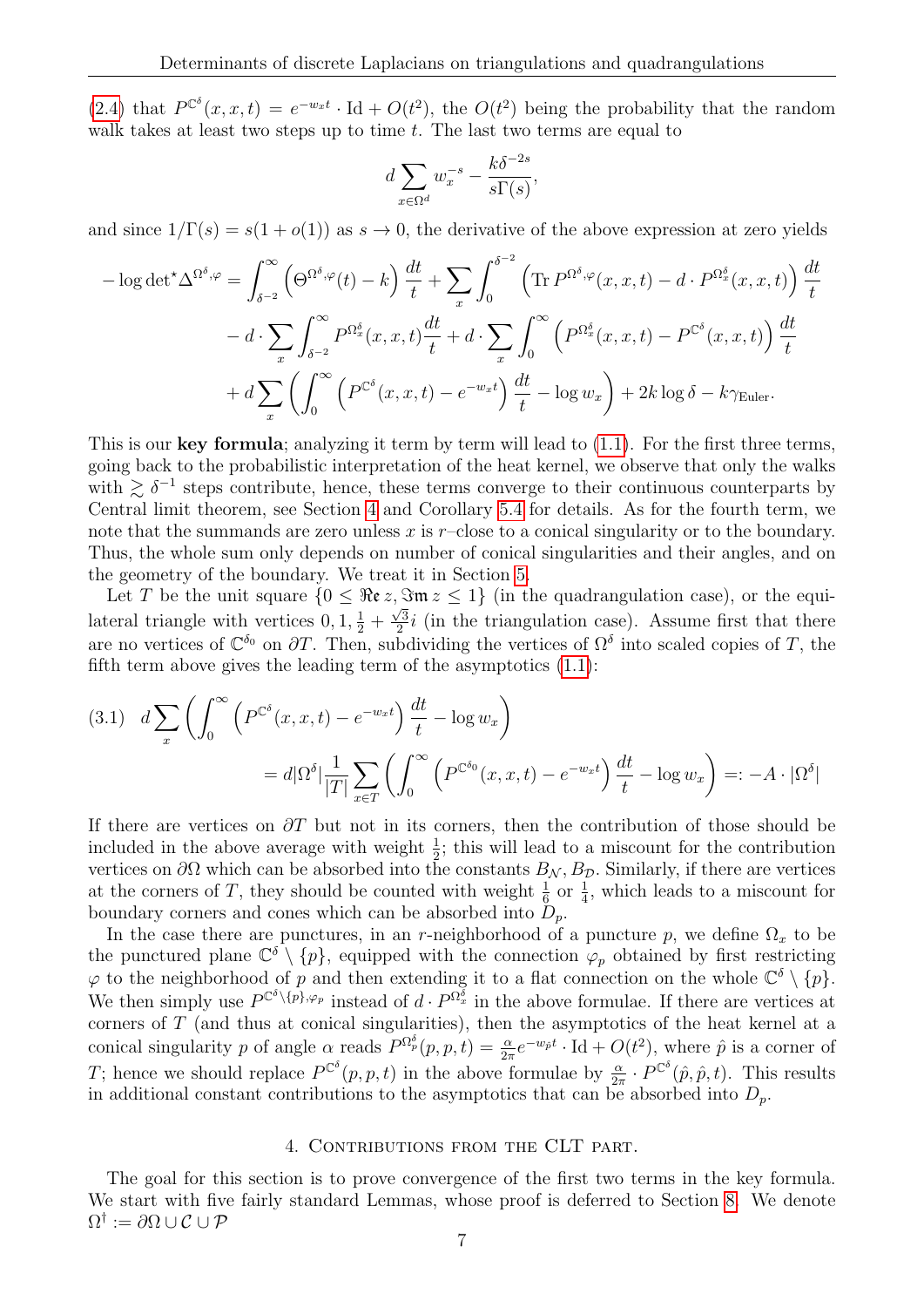(2.4) that $P^{\mathbb{C}^\delta}(x,x,t) = e^{-w_x t}\cdot \mathrm{Id} + O(t^2)$, the $O(t^2)$ being the probability that the random walk takes at least two steps up to time $t$. The last two terms are equal to

$$d\sum_{x\in\Omega^d} w_x^{-s} - \frac{k\delta^{-2s}}{s\Gamma(s)},$$

and since $1/\Gamma(s) = s(1+o(1))$ as $s\to 0$, the derivative of the above expression at zero yields

$$\begin{aligned}
-\log\det{}^\star \Delta^{\Omega^\delta,\varphi} &= \int_{\delta^{-2}}^\infty \left(\Theta^{\Omega^\delta,\varphi}(t) - k\right)\frac{dt}{t} + \sum_x \int_0^{\delta^{-2}} \left(\mathrm{Tr}\, P^{\Omega^\delta,\varphi}(x,x,t) - d\cdot P^{\Omega^\delta_x}(x,x,t)\right)\frac{dt}{t} \\
&\quad - d\cdot \sum_x \int_{\delta^{-2}}^\infty P^{\Omega^\delta_x}(x,x,t)\frac{dt}{t} + d\cdot \sum_x \int_0^\infty \left(P^{\Omega^\delta_x}(x,x,t) - P^{\mathbb{C}^\delta}(x,x,t)\right)\frac{dt}{t} \\
&\quad + d\sum_x \left(\int_0^\infty \left(P^{\mathbb{C}^\delta}(x,x,t) - e^{-w_x t}\right)\frac{dt}{t} - \log w_x\right) + 2k\log\delta - k\gamma_{\mathrm{Euler}}.
\end{aligned}$$

This is our **key formula**; analyzing it term by term will lead to (1.1). For the first three terms, going back to the probabilistic interpretation of the heat kernel, we observe that only the walks with $\gtrsim \delta^{-1}$ steps contribute, hence, these terms converge to their continuous counterparts by Central limit theorem, see Section 4 and Corollary 5.4 for details. As for the fourth term, we note that the summands are zero unless $x$ is $r$–close to a conical singularity or to the boundary. Thus, the whole sum only depends on number of conical singularities and their angles, and on the geometry of the boundary. We treat it in Section 5.

Let $T$ be the unit square $\{0 \le \Re z, \Im z \le 1\}$ (in the quadrangulation case), or the equilateral triangle with vertices $0, 1, \frac{1}{2} + \frac{\sqrt{3}}{2}i$ (in the triangulation case). Assume first that there are no vertices of $\mathbb{C}^{\delta_0}$ on $\partial T$. Then, subdividing the vertices of $\Omega^\delta$ into scaled copies of $T$, the fifth term above gives the leading term of the asymptotics (1.1):

$$\begin{aligned}
(3.1)\quad d\sum_x \left(\int_0^\infty \left(P^{\mathbb{C}^\delta}(x,x,t) - e^{-w_x t}\right)\frac{dt}{t} - \log w_x\right) \\
= d|\Omega^\delta|\frac{1}{|T|}\sum_{x\in T}\left(\int_0^\infty \left(P^{\mathbb{C}^{\delta_0}}(x,x,t) - e^{-w_x t}\right)\frac{dt}{t} - \log w_x\right) =: -A\cdot|\Omega^\delta|
\end{aligned}$$

If there are vertices on $\partial T$ but not in its corners, then the contribution of those should be included in the above average with weight $\frac{1}{2}$; this will lead to a miscount for the contribution vertices on $\partial\Omega$ which can be absorbed into the constants $B_{\mathcal{N}}, B_{\mathcal{D}}$. Similarly, if there are vertices at the corners of $T$, they should be counted with weight $\frac{1}{6}$ or $\frac{1}{4}$, which leads to a miscount for boundary corners and cones which can be absorbed into $D_p$.

In the case there are punctures, in an $r$-neighborhood of a puncture $p$, we define $\Omega_x$ to be the punctured plane $\mathbb{C}^\delta\setminus\{p\}$, equipped with the connection $\varphi_p$ obtained by first restricting $\varphi$ to the neighborhood of $p$ and then extending it to a flat connection on the whole $\mathbb{C}^\delta\setminus\{p\}$. We then simply use $P^{\mathbb{C}^\delta\setminus\{p\},\varphi_p}$ instead of $d\cdot P^{\Omega^\delta_x}$ in the above formulae. If there are vertices at corners of $T$ (and thus at conical singularities), then the asymptotics of the heat kernel at a conical singularity $p$ of angle $\alpha$ reads $P^{\Omega^\delta_p}(p,p,t) = \frac{\alpha}{2\pi}e^{-w_{\hat p}t}\cdot\mathrm{Id} + O(t^2)$, where $\hat p$ is a corner of $T$; hence we should replace $P^{\mathbb{C}^\delta}(p,p,t)$ in the above formulae by $\frac{\alpha}{2\pi}\cdot P^{\mathbb{C}^\delta}(\hat p,\hat p,t)$. This results in additional constant contributions to the asymptotics that can be absorbed into $D_p$.

## 4. Contributions from the CLT part.

The goal for this section is to prove convergence of the first two terms in the key formula. We start with five fairly standard Lemmas, whose proof is deferred to Section 8. We denote $\Omega^\dagger := \partial\Omega\cup\mathcal{C}\cup\mathcal{P}$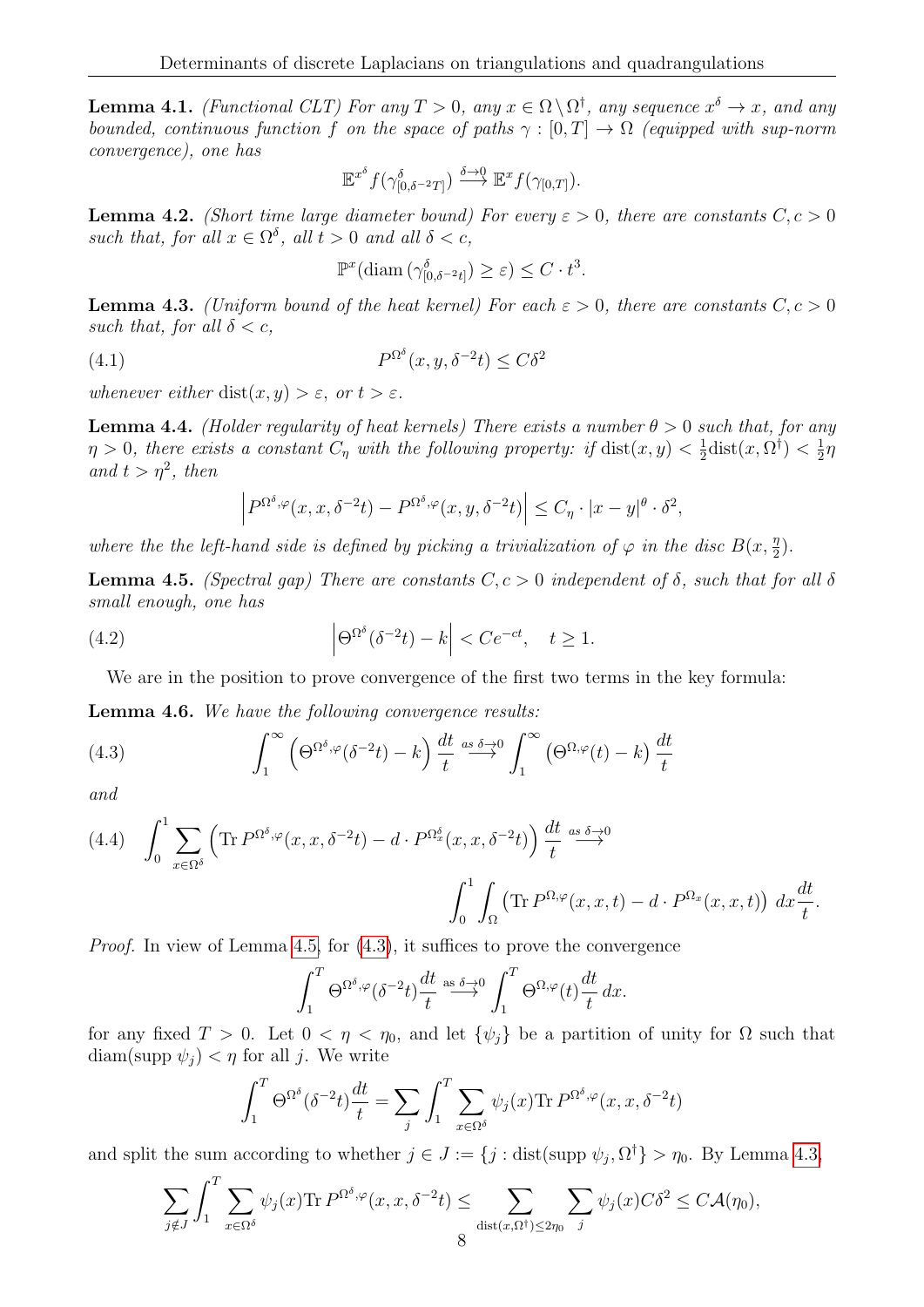**Lemma 4.1.** *(Functional CLT) For any $T > 0$, any $x \in \Omega \setminus \Omega^\dagger$, any sequence $x^\delta \to x$, and any bounded, continuous function $f$ on the space of paths $\gamma : [0,T] \to \Omega$ (equipped with sup-norm convergence), one has*

$$\mathbb{E}^{x^\delta} f(\gamma^\delta_{[0,\delta^{-2}T]}) \overset{\delta \to 0}{\longrightarrow} \mathbb{E}^x f(\gamma_{[0,T]}).$$

**Lemma 4.2.** *(Short time large diameter bound) For every $\varepsilon > 0$, there are constants $C, c > 0$ such that, for all $x \in \Omega^\delta$, all $t > 0$ and all $\delta < c$,*

$$\mathbb{P}^x(\mathrm{diam}\,(\gamma^\delta_{[0,\delta^{-2}t]}) \geq \varepsilon) \leq C \cdot t^3.$$

**Lemma 4.3.** *(Uniform bound of the heat kernel) For each $\varepsilon > 0$, there are constants $C, c > 0$ such that, for all $\delta < c$,*

$$P^{\Omega^\delta}(x, y, \delta^{-2}t) \leq C\delta^2 \tag{4.1}$$

*whenever either $\mathrm{dist}(x,y) > \varepsilon$, or $t > \varepsilon$.*

**Lemma 4.4.** *(Holder regularity of heat kernels) There exists a number $\theta > 0$ such that, for any $\eta > 0$, there exists a constant $C_\eta$ with the following property: if $\mathrm{dist}(x,y) < \frac{1}{2}\mathrm{dist}(x, \Omega^\dagger) < \frac{1}{2}\eta$ and $t > \eta^2$, then*

$$\left| P^{\Omega^\delta, \varphi}(x, x, \delta^{-2}t) - P^{\Omega^\delta, \varphi}(x, y, \delta^{-2}t) \right| \leq C_\eta \cdot |x - y|^\theta \cdot \delta^2,$$

*where the the left-hand side is defined by picking a trivialization of $\varphi$ in the disc $B(x, \frac{\eta}{2})$.*

**Lemma 4.5.** *(Spectral gap) There are constants $C, c > 0$ independent of $\delta$, such that for all $\delta$ small enough, one has*

$$\left| \Theta^{\Omega^\delta}(\delta^{-2}t) - k \right| < Ce^{-ct}, \quad t \geq 1. \tag{4.2}$$

We are in the position to prove convergence of the first two terms in the key formula:

**Lemma 4.6.** *We have the following convergence results:*

$$\int_1^\infty \left( \Theta^{\Omega^\delta, \varphi}(\delta^{-2}t) - k \right) \frac{dt}{t} \overset{\text{as } \delta \to 0}{\longrightarrow} \int_1^\infty \left( \Theta^{\Omega, \varphi}(t) - k \right) \frac{dt}{t} \tag{4.3}$$

*and*

$$\int_0^1 \sum_{x \in \Omega^\delta} \left( \mathrm{Tr}\, P^{\Omega^\delta, \varphi}(x, x, \delta^{-2}t) - d \cdot P^{\Omega^\delta_x}(x, x, \delta^{-2}t) \right) \frac{dt}{t} \overset{\text{as } \delta \to 0}{\longrightarrow} \tag{4.4}$$

$$\int_0^1 \int_\Omega \left( \mathrm{Tr}\, P^{\Omega, \varphi}(x, x, t) - d \cdot P^{\Omega_x}(x, x, t) \right) dx \frac{dt}{t}.$$

*Proof.* In view of Lemma 4.5, for (4.3), it suffices to prove the convergence

$$\int_1^T \Theta^{\Omega^\delta, \varphi}(\delta^{-2}t) \frac{dt}{t} \overset{\text{as } \delta \to 0}{\longrightarrow} \int_1^T \Theta^{\Omega, \varphi}(t) \frac{dt}{t}\, dx.$$

for any fixed $T > 0$. Let $0 < \eta < \eta_0$, and let $\{\psi_j\}$ be a partition of unity for $\Omega$ such that $\mathrm{diam}(\mathrm{supp}\, \psi_j) < \eta$ for all $j$. We write

$$\int_1^T \Theta^{\Omega^\delta}(\delta^{-2}t) \frac{dt}{t} = \sum_j \int_1^T \sum_{x \in \Omega^\delta} \psi_j(x) \mathrm{Tr}\, P^{\Omega^\delta, \varphi}(x, x, \delta^{-2}t)$$

and split the sum according to whether $j \in J := \{j : \mathrm{dist}(\mathrm{supp}\, \psi_j, \Omega^\dagger\} > \eta_0$. By Lemma 4.3,

$$\sum_{j \notin J} \int_1^T \sum_{x \in \Omega^\delta} \psi_j(x) \mathrm{Tr}\, P^{\Omega^\delta, \varphi}(x, x, \delta^{-2}t) \leq \sum_{\mathrm{dist}(x, \Omega^\dagger) \leq 2\eta_0} \sum_j \psi_j(x) C\delta^2 \leq C\mathcal{A}(\eta_0),$$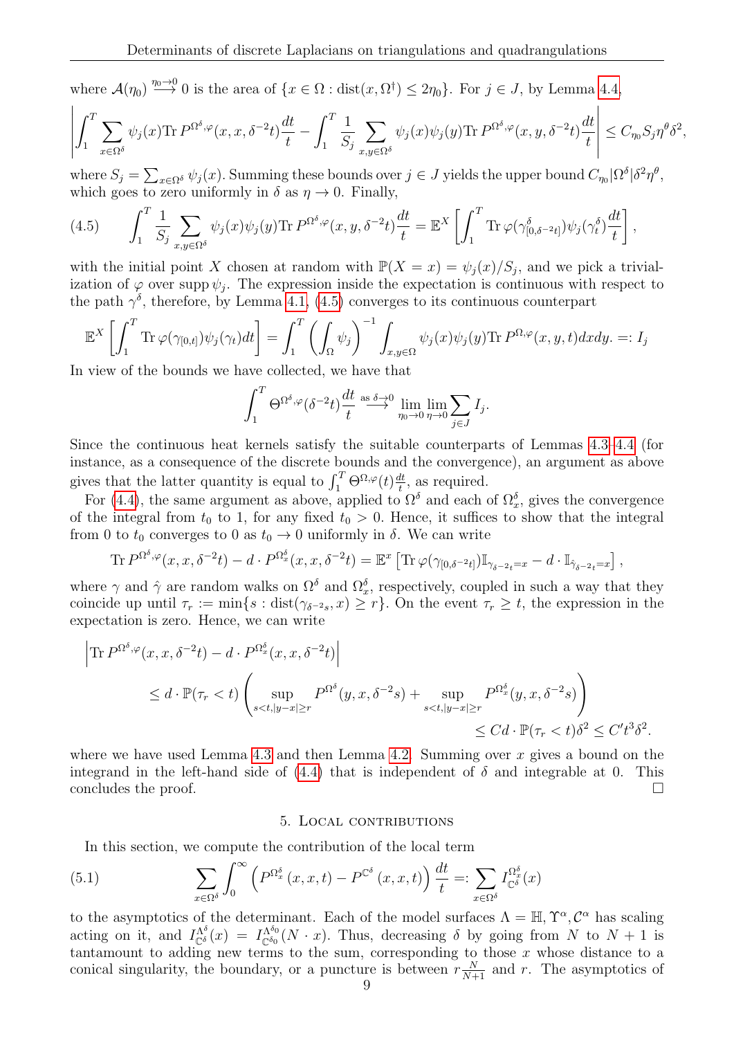where $\mathcal{A}(\eta_0) \overset{\eta_0 \to 0}{\longrightarrow} 0$ is the area of $\{x \in \Omega : \mathrm{dist}(x, \Omega^\dagger) \leq 2\eta_0\}$. For $j \in J$, by Lemma 4.4,

$$\left| \int_1^T \sum_{x \in \Omega^\delta} \psi_j(x) \mathrm{Tr}\, P^{\Omega^\delta, \varphi}(x, x, \delta^{-2}t) \frac{dt}{t} - \int_1^T \frac{1}{S_j} \sum_{x,y \in \Omega^\delta} \psi_j(x)\psi_j(y) \mathrm{Tr}\, P^{\Omega^\delta,\varphi}(x,y,\delta^{-2}t)\frac{dt}{t} \right| \leq C_{\eta_0} S_j \eta^\theta \delta^2,$$

where $S_j = \sum_{x \in \Omega^\delta} \psi_j(x)$. Summing these bounds over $j \in J$ yields the upper bound $C_{\eta_0}|\Omega^\delta|\delta^2\eta^\theta$, which goes to zero uniformly in $\delta$ as $\eta \to 0$. Finally,

$$\int_1^T \frac{1}{S_j} \sum_{x,y \in \Omega^\delta} \psi_j(x)\psi_j(y) \mathrm{Tr}\, P^{\Omega^\delta,\varphi}(x,y,\delta^{-2}t)\frac{dt}{t} = \mathbb{E}^X \left[ \int_1^T \mathrm{Tr}\, \varphi(\gamma^\delta_{[0,\delta^{-2}t]}) \psi_j(\gamma^\delta_t) \frac{dt}{t} \right], \tag{4.5}$$

with the initial point $X$ chosen at random with $\mathbb{P}(X = x) = \psi_j(x)/S_j$, and we pick a trivialization of $\varphi$ over $\mathrm{supp}\, \psi_j$. The expression inside the expectation is continuous with respect to the path $\gamma^\delta$, therefore, by Lemma 4.1, (4.5) converges to its continuous counterpart

$$\mathbb{E}^X \left[ \int_1^T \mathrm{Tr}\, \varphi(\gamma_{[0,t]})\psi_j(\gamma_t) dt \right] = \int_1^T \left( \int_\Omega \psi_j \right)^{-1} \int_{x,y \in \Omega} \psi_j(x)\psi_j(y) \mathrm{Tr}\, P^{\Omega,\varphi}(x,y,t) dx dy. =: I_j$$

In view of the bounds we have collected, we have that

$$\int_1^T \Theta^{\Omega^\delta,\varphi}(\delta^{-2}t)\frac{dt}{t} \overset{\text{as } \delta \to 0}{\longrightarrow} \lim_{\eta_0 \to 0} \lim_{\eta \to 0} \sum_{j \in J} I_j.$$

Since the continuous heat kernels satisfy the suitable counterparts of Lemmas 4.3–4.4 (for instance, as a consequence of the discrete bounds and the convergence), an argument as above gives that the latter quantity is equal to $\int_1^T \Theta^{\Omega,\varphi}(t)\frac{dt}{t}$, as required.

For (4.4), the same argument as above, applied to $\Omega^\delta$ and each of $\Omega^\delta_x$, gives the convergence of the integral from $t_0$ to 1, for any fixed $t_0 > 0$. Hence, it suffices to show that the integral from 0 to $t_0$ converges to 0 as $t_0 \to 0$ uniformly in $\delta$. We can write

$$\mathrm{Tr}\, P^{\Omega^\delta,\varphi}(x,x,\delta^{-2}t) - d \cdot P^{\Omega^\delta_x}(x,x,\delta^{-2}t) = \mathbb{E}^x \left[ \mathrm{Tr}\, \varphi(\gamma_{[0,\delta^{-2}t]}) \mathbb{I}_{\gamma_{\delta^{-2}t} = x} - d \cdot \mathbb{I}_{\hat{\gamma}_{\delta^{-2}t} = x} \right],$$

where $\gamma$ and $\hat{\gamma}$ are random walks on $\Omega^\delta$ and $\Omega^\delta_x$, respectively, coupled in such a way that they coincide up until $\tau_r := \min\{s : \mathrm{dist}(\gamma_{\delta^{-2}s}, x) \geq r\}$. On the event $\tau_r \geq t$, the expression in the expectation is zero. Hence, we can write

$$\begin{aligned}
&\left| \mathrm{Tr}\, P^{\Omega^\delta,\varphi}(x,x,\delta^{-2}t) - d \cdot P^{\Omega^\delta_x}(x,x,\delta^{-2}t) \right| \\
&\qquad \leq d \cdot \mathbb{P}(\tau_r < t) \left( \sup_{s<t, |y-x| \geq r} P^{\Omega^\delta}(y,x,\delta^{-2}s) + \sup_{s<t,|y-x|\geq r} P^{\Omega^\delta_x}(y,x,\delta^{-2}s) \right) \\
&\qquad\qquad\qquad\qquad\qquad\qquad\qquad\qquad\qquad \leq Cd \cdot \mathbb{P}(\tau_r < t)\delta^2 \leq C't^3\delta^2.
\end{aligned}$$

where we have used Lemma 4.3 and then Lemma 4.2. Summing over $x$ gives a bound on the integrand in the left-hand side of (4.4) that is independent of $\delta$ and integrable at 0. This concludes the proof. $\square$

## 5. Local contributions

In this section, we compute the contribution of the local term

$$\sum_{x \in \Omega^\delta} \int_0^\infty \left( P^{\Omega^\delta_x}(x,x,t) - P^{\mathbb{C}^\delta}(x,x,t) \right) \frac{dt}{t} =: \sum_{x \in \Omega^\delta} I^{\Omega^\delta_x}_{\mathbb{C}^\delta}(x) \tag{5.1}$$

to the asymptotics of the determinant. Each of the model surfaces $\Lambda = \mathbb{H}, \Upsilon^\alpha, \mathcal{C}^\alpha$ has scaling acting on it, and $I^{\Lambda^\delta}_{\mathbb{C}^\delta}(x) = I^{\Lambda^{\delta_0}}_{\mathbb{C}^{\delta_0}}(N \cdot x)$. Thus, decreasing $\delta$ by going from $N$ to $N+1$ is tantamount to adding new terms to the sum, corresponding to those $x$ whose distance to a conical singularity, the boundary, or a puncture is between $r\frac{N}{N+1}$ and $r$. The asymptotics of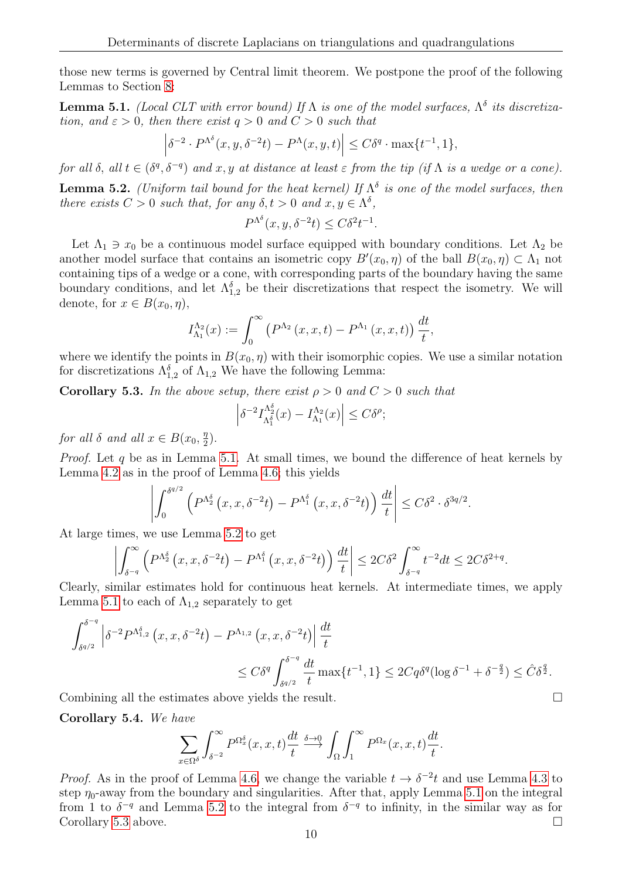those new terms is governed by Central limit theorem. We postpone the proof of the following Lemmas to Section 8:

**Lemma 5.1.** *(Local CLT with error bound) If $\Lambda$ is one of the model surfaces, $\Lambda^\delta$ its discretization, and $\varepsilon > 0$, then there exist $q > 0$ and $C > 0$ such that*

$$\left|\delta^{-2} \cdot P^{\Lambda^\delta}(x, y, \delta^{-2}t) - P^{\Lambda}(x, y, t)\right| \leq C\delta^q \cdot \max\{t^{-1}, 1\},$$

*for all $\delta$, all $t \in (\delta^q, \delta^{-q})$ and $x, y$ at distance at least $\varepsilon$ from the tip (if $\Lambda$ is a wedge or a cone).*

**Lemma 5.2.** *(Uniform tail bound for the heat kernel) If $\Lambda^\delta$ is one of the model surfaces, then there exists $C > 0$ such that, for any $\delta, t > 0$ and $x, y \in \Lambda^\delta$,*

$$P^{\Lambda^\delta}(x, y, \delta^{-2}t) \leq C\delta^2 t^{-1}.$$

Let $\Lambda_1 \ni x_0$ be a continuous model surface equipped with boundary conditions. Let $\Lambda_2$ be another model surface that contains an isometric copy $B'(x_0, \eta)$ of the ball $B(x_0, \eta) \subset \Lambda_1$ not containing tips of a wedge or a cone, with corresponding parts of the boundary having the same boundary conditions, and let $\Lambda^\delta_{1,2}$ be their discretizations that respect the isometry. We will denote, for $x \in B(x_0, \eta)$,

$$I^{\Lambda_2}_{\Lambda_1}(x) := \int_0^\infty \left(P^{\Lambda_2}(x, x, t) - P^{\Lambda_1}(x, x, t)\right)\frac{dt}{t},$$

where we identify the points in $B(x_0, \eta)$ with their isomorphic copies. We use a similar notation for discretizations $\Lambda^\delta_{1,2}$ of $\Lambda_{1,2}$ We have the following Lemma:

**Corollary 5.3.** *In the above setup, there exist $\rho > 0$ and $C > 0$ such that*

$$\left|\delta^{-2} I^{\Lambda^\delta_2}_{\Lambda^\delta_1}(x) - I^{\Lambda_2}_{\Lambda_1}(x)\right| \leq C\delta^\rho;$$

*for all $\delta$ and all $x \in B(x_0, \frac{\eta}{2})$.*

*Proof.* Let $q$ be as in Lemma 5.1. At small times, we bound the difference of heat kernels by Lemma 4.2 as in the proof of Lemma 4.6; this yields

$$\left|\int_0^{\delta^{q/2}} \left(P^{\Lambda^\delta_2}\left(x, x, \delta^{-2}t\right) - P^{\Lambda^\delta_1}\left(x, x, \delta^{-2}t\right)\right)\frac{dt}{t}\right| \leq C\delta^2 \cdot \delta^{3q/2}.$$

At large times, we use Lemma 5.2 to get

$$\left|\int_{\delta^{-q}}^\infty \left(P^{\Lambda^\delta_2}\left(x, x, \delta^{-2}t\right) - P^{\Lambda^\delta_1}\left(x, x, \delta^{-2}t\right)\right)\frac{dt}{t}\right| \leq 2C\delta^2 \int_{\delta^{-q}}^\infty t^{-2}dt \leq 2C\delta^{2+q}.$$

Clearly, similar estimates hold for continuous heat kernels. At intermediate times, we apply Lemma 5.1 to each of $\Lambda_{1,2}$ separately to get

$$\int_{\delta^{q/2}}^{\delta^{-q}} \left|\delta^{-2}P^{\Lambda^\delta_{1,2}}\left(x, x, \delta^{-2}t\right) - P^{\Lambda_{1,2}}\left(x, x, \delta^{-2}t\right)\right|\frac{dt}{t}$$
$$\leq C\delta^q \int_{\delta^{q/2}}^{\delta^{-q}} \frac{dt}{t}\max\{t^{-1}, 1\} \leq 2Cq\delta^q(\log\delta^{-1} + \delta^{-\frac{q}{2}}) \leq \hat{C}\delta^{\frac{q}{2}}.$$

Combining all the estimates above yields the result. $\square$

**Corollary 5.4.** *We have*

$$\sum_{x\in\Omega^\delta}\int_{\delta^{-2}}^\infty P^{\Omega^\delta_x}(x, x, t)\frac{dt}{t} \overset{\delta\to 0}{\longrightarrow} \int_\Omega\int_1^\infty P^{\Omega_x}(x, x, t)\frac{dt}{t}.$$

*Proof.* As in the proof of Lemma 4.6, we change the variable $t \to \delta^{-2}t$ and use Lemma 4.3 to step $\eta_0$-away from the boundary and singularities. After that, apply Lemma 5.1 on the integral from 1 to $\delta^{-q}$ and Lemma 5.2 to the integral from $\delta^{-q}$ to infinity, in the similar way as for Corollary 5.3 above. $\square$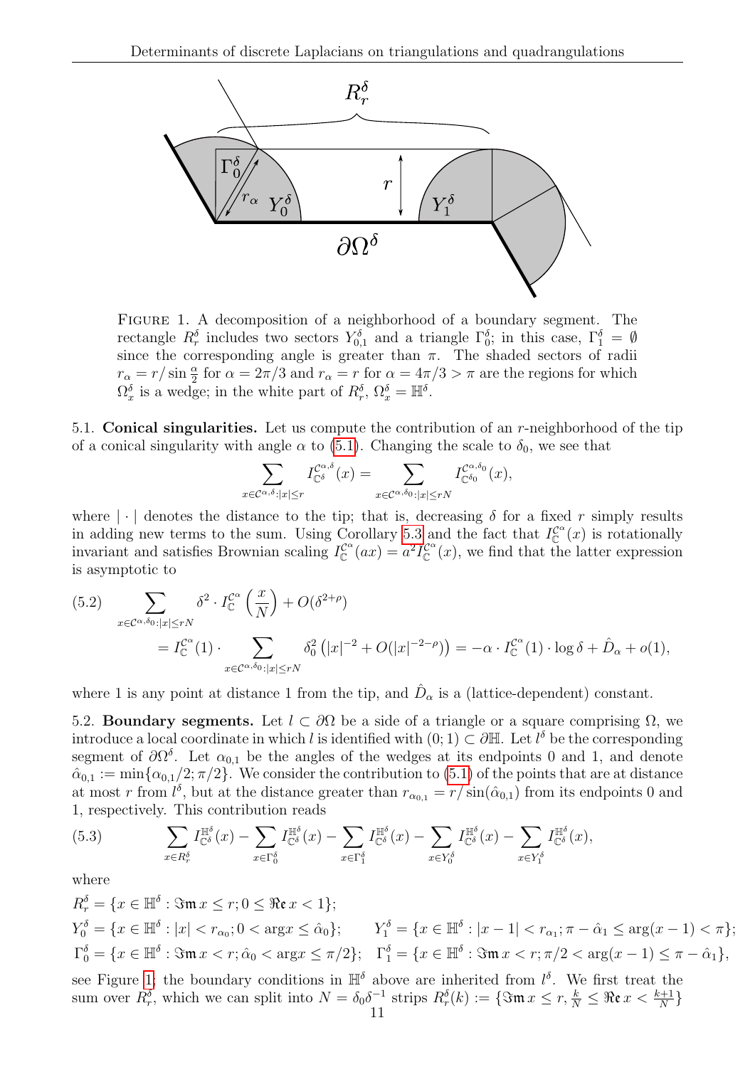FIGURE 1. A decomposition of a neighborhood of a boundary segment. The rectangle $R_r^\delta$ includes two sectors $Y_{0,1}^\delta$ and a triangle $\Gamma_0^\delta$; in this case, $\Gamma_1^\delta = \emptyset$ since the corresponding angle is greater than $\pi$. The shaded sectors of radii $r_\alpha = r/\sin\frac{\alpha}{2}$ for $\alpha = 2\pi/3$ and $r_\alpha = r$ for $\alpha = 4\pi/3 > \pi$ are the regions for which $\Omega_x^\delta$ is a wedge; in the white part of $R_r^\delta$, $\Omega_x^\delta = \mathbb{H}^\delta$.

5.1. **Conical singularities.** Let us compute the contribution of an $r$-neighborhood of the tip of a conical singularity with angle $\alpha$ to (5.1). Changing the scale to $\delta_0$, we see that

$$\sum_{x\in\mathcal{C}^{\alpha,\delta}:|x|\leq r} I_{\mathbb{C}^\delta}^{\mathcal{C}^{\alpha,\delta}}(x) = \sum_{x\in\mathcal{C}^{\alpha,\delta_0}:|x|\leq rN} I_{\mathbb{C}^{\delta_0}}^{\mathcal{C}^{\alpha,\delta_0}}(x),$$

where $|\cdot|$ denotes the distance to the tip; that is, decreasing $\delta$ for a fixed $r$ simply results in adding new terms to the sum. Using Corollary 5.3 and the fact that $I_{\mathbb{C}}^{\mathcal{C}^\alpha}(x)$ is rotationally invariant and satisfies Brownian scaling $I_{\mathbb{C}}^{\mathcal{C}^\alpha}(ax) = a^2 I_{\mathbb{C}}^{\mathcal{C}^\alpha}(x)$, we find that the latter expression is asymptotic to

$$\begin{aligned}
(5.2)\qquad &\sum_{x\in\mathcal{C}^{\alpha,\delta_0}:|x|\leq rN} \delta^2\cdot I_{\mathbb{C}}^{\mathcal{C}^\alpha}\left(\frac{x}{N}\right) + O(\delta^{2+\rho}) \\
&= I_{\mathbb{C}}^{\mathcal{C}^\alpha}(1)\cdot\sum_{x\in\mathcal{C}^{\alpha,\delta_0}:|x|\leq rN} \delta_0^2\left(|x|^{-2} + O(|x|^{-2-\rho})\right) = -\alpha\cdot I_{\mathbb{C}}^{\mathcal{C}^\alpha}(1)\cdot\log\delta + \hat{D}_\alpha + o(1),
\end{aligned}$$

where 1 is any point at distance 1 from the tip, and $\hat{D}_\alpha$ is a (lattice-dependent) constant.

5.2. **Boundary segments.** Let $l\subset\partial\Omega$ be a side of a triangle or a square comprising $\Omega$, we introduce a local coordinate in which $l$ is identified with $(0;1)\subset\partial\mathbb{H}$. Let $l^\delta$ be the corresponding segment of $\partial\Omega^\delta$. Let $\alpha_{0,1}$ be the angles of the wedges at its endpoints 0 and 1, and denote $\hat{\alpha}_{0,1} := \min\{\alpha_{0,1}/2;\pi/2\}$. We consider the contribution to (5.1) of the points that are at distance at most $r$ from $l^\delta$, but at the distance greater than $r_{\alpha_{0,1}} = r/\sin(\hat{\alpha}_{0,1})$ from its endpoints 0 and 1, respectively. This contribution reads

$$(5.3)\qquad \sum_{x\in R_r^\delta} I_{\mathbb{C}^\delta}^{\mathbb{H}^\delta}(x) - \sum_{x\in\Gamma_0^\delta} I_{\mathbb{C}^\delta}^{\mathbb{H}^\delta}(x) - \sum_{x\in\Gamma_1^\delta} I_{\mathbb{C}^\delta}^{\mathbb{H}^\delta}(x) - \sum_{x\in Y_0^\delta} I_{\mathbb{C}^\delta}^{\mathbb{H}^\delta}(x) - \sum_{x\in Y_1^\delta} I_{\mathbb{C}^\delta}^{\mathbb{H}^\delta}(x),$$

where

$R_r^\delta = \{x\in\mathbb{H}^\delta : \Im\mathfrak{m}\,x\leq r; 0\leq\Re\mathfrak{e}\,x<1\}$;

$Y_0^\delta = \{x\in\mathbb{H}^\delta : |x|<r_{\alpha_0}; 0<\arg x\leq\hat{\alpha}_0\}$; $\qquad Y_1^\delta = \{x\in\mathbb{H}^\delta : |x-1|<r_{\alpha_1}; \pi-\hat{\alpha}_1\leq\arg(x-1)<\pi\}$;

$\Gamma_0^\delta = \{x\in\mathbb{H}^\delta : \Im\mathfrak{m}\,x<r; \hat{\alpha}_0<\arg x\leq\pi/2\}$; $\quad \Gamma_1^\delta = \{x\in\mathbb{H}^\delta : \Im\mathfrak{m}\,x<r; \pi/2<\arg(x-1)\leq\pi-\hat{\alpha}_1\}$,

see Figure 1; the boundary conditions in $\mathbb{H}^\delta$ above are inherited from $l^\delta$. We first treat the sum over $R_r^\delta$, which we can split into $N=\delta_0\delta^{-1}$ strips $R_r^\delta(k) := \{\Im\mathfrak{m}\,x\leq r, \frac{k}{N}\leq\Re\mathfrak{e}\,x<\frac{k+1}{N}\}$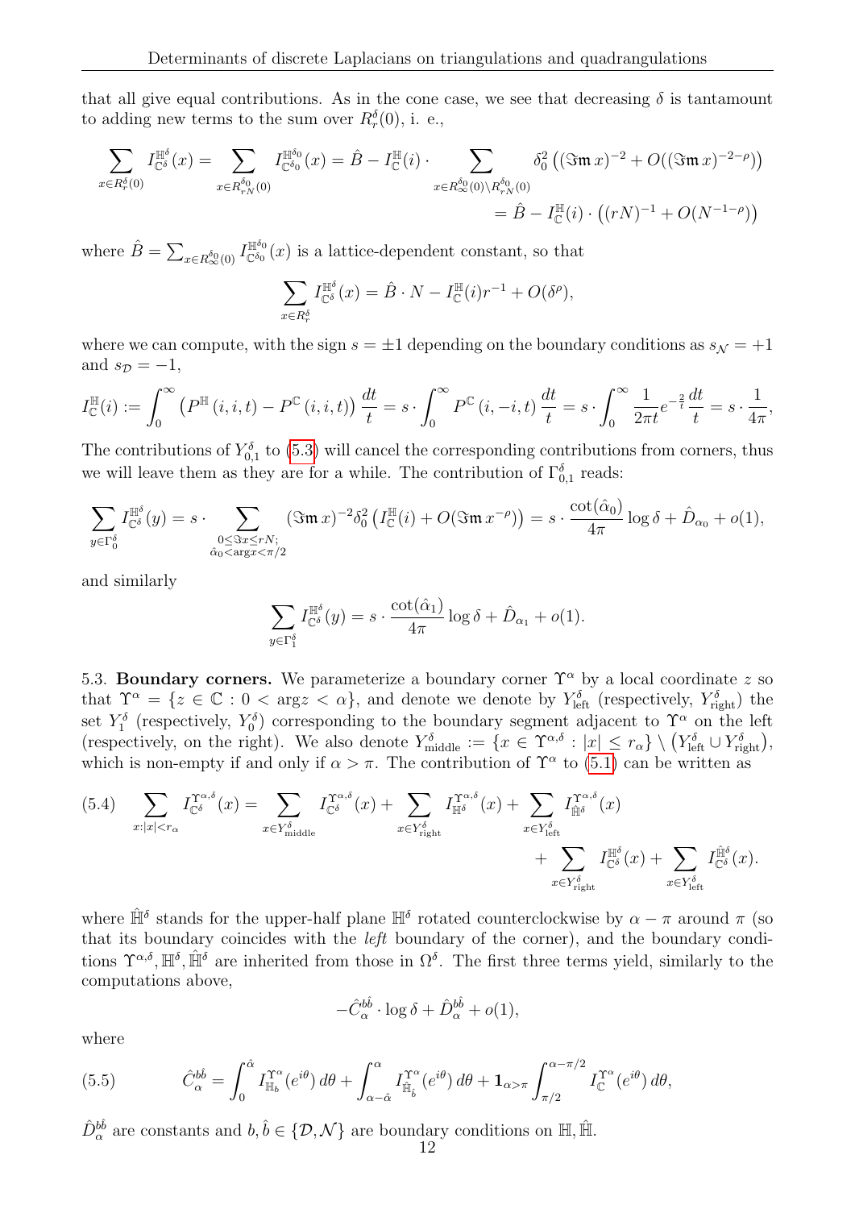that all give equal contributions. As in the cone case, we see that decreasing $\delta$ is tantamount to adding new terms to the sum over $R_r^\delta(0)$, i. e.,

$$\sum_{x\in R_r^\delta(0)} I_{\mathbb{C}^\delta}^{\mathbb{H}^\delta}(x) = \sum_{x\in R_{rN}^{\delta_0}(0)} I_{\mathbb{C}^{\delta_0}}^{\mathbb{H}^{\delta_0}}(x) = \hat{B} - I_{\mathbb{C}}^{\mathbb{H}}(i)\cdot \sum_{x\in R_\infty^{\delta_0}(0)\setminus R_{rN}^{\delta_0}(0)} \delta_0^2\left((\Im\mathfrak{m}\, x)^{-2} + O((\Im\mathfrak{m}\, x)^{-2-\rho})\right)$$

$$= \hat{B} - I_{\mathbb{C}}^{\mathbb{H}}(i)\cdot\left((rN)^{-1} + O(N^{-1-\rho})\right)$$

where $\hat{B} = \sum_{x\in R_\infty^{\delta_0}(0)} I_{\mathbb{C}^{\delta_0}}^{\mathbb{H}^{\delta_0}}(x)$ is a lattice-dependent constant, so that

$$\sum_{x\in R_r^\delta} I_{\mathbb{C}^\delta}^{\mathbb{H}^\delta}(x) = \hat{B}\cdot N - I_{\mathbb{C}}^{\mathbb{H}}(i) r^{-1} + O(\delta^\rho),$$

where we can compute, with the sign $s = \pm 1$ depending on the boundary conditions as $s_{\mathcal{N}} = +1$ and $s_{\mathcal{D}} = -1$,

$$I_{\mathbb{C}}^{\mathbb{H}}(i) := \int_0^\infty \left(P^{\mathbb{H}}(i,i,t) - P^{\mathbb{C}}(i,i,t)\right)\frac{dt}{t} = s\cdot\int_0^\infty P^{\mathbb{C}}(i,-i,t)\frac{dt}{t} = s\cdot\int_0^\infty \frac{1}{2\pi t}e^{-\frac{2}{t}}\frac{dt}{t} = s\cdot\frac{1}{4\pi},$$

The contributions of $Y_{0,1}^\delta$ to (5.3) will cancel the corresponding contributions from corners, thus we will leave them as they are for a while. The contribution of $\Gamma_{0,1}^\delta$ reads:

$$\sum_{y\in\Gamma_0^\delta} I_{\mathbb{C}^\delta}^{\mathbb{H}^\delta}(y) = s\cdot \sum_{\substack{0\leq \Im x\leq rN;\\ \hat{\alpha}_0<\arg x<\pi/2}} (\Im\mathfrak{m}\, x)^{-2}\delta_0^2\left(I_{\mathbb{C}}^{\mathbb{H}}(i) + O(\Im\mathfrak{m}\, x^{-\rho})\right) = s\cdot\frac{\cot(\hat{\alpha}_0)}{4\pi}\log\delta + \hat{D}_{\alpha_0} + o(1),$$

and similarly

$$\sum_{y\in\Gamma_1^\delta} I_{\mathbb{C}^\delta}^{\mathbb{H}^\delta}(y) = s\cdot\frac{\cot(\hat{\alpha}_1)}{4\pi}\log\delta + \hat{D}_{\alpha_1} + o(1).$$

5.3. **Boundary corners.** We parameterize a boundary corner $\Upsilon^\alpha$ by a local coordinate $z$ so that $\Upsilon^\alpha = \{z\in\mathbb{C} : 0 < \arg z < \alpha\}$, and denote we denote by $Y_{\text{left}}^\delta$ (respectively, $Y_{\text{right}}^\delta$) the set $Y_1^\delta$ (respectively, $Y_0^\delta$) corresponding to the boundary segment adjacent to $\Upsilon^\alpha$ on the left (respectively, on the right). We also denote $Y_{\text{middle}}^\delta := \{x\in\Upsilon^{\alpha,\delta} : |x|\leq r_\alpha\}\setminus\left(Y_{\text{left}}^\delta\cup Y_{\text{right}}^\delta\right)$, which is non-empty if and only if $\alpha>\pi$. The contribution of $\Upsilon^\alpha$ to (5.1) can be written as

$$\sum_{x:|x|<r_\alpha} I_{\mathbb{C}^\delta}^{\Upsilon^{\alpha,\delta}}(x) = \sum_{x\in Y_{\text{middle}}^\delta} I_{\mathbb{C}^\delta}^{\Upsilon^{\alpha,\delta}}(x) + \sum_{x\in Y_{\text{right}}^\delta} I_{\mathbb{H}^\delta}^{\Upsilon^{\alpha,\delta}}(x) + \sum_{x\in Y_{\text{left}}^\delta} I_{\hat{\mathbb{H}}^\delta}^{\Upsilon^{\alpha,\delta}}(x) + \sum_{x\in Y_{\text{right}}^\delta} I_{\mathbb{C}^\delta}^{\mathbb{H}^\delta}(x) + \sum_{x\in Y_{\text{left}}^\delta} I_{\mathbb{C}^\delta}^{\hat{\mathbb{H}}^\delta}(x). \tag{5.4}$$

where $\hat{\mathbb{H}}^\delta$ stands for the upper-half plane $\mathbb{H}^\delta$ rotated counterclockwise by $\alpha-\pi$ around $\pi$ (so that its boundary coincides with the *left* boundary of the corner), and the boundary conditions $\Upsilon^{\alpha,\delta}, \mathbb{H}^\delta, \hat{\mathbb{H}}^\delta$ are inherited from those in $\Omega^\delta$. The first three terms yield, similarly to the computations above,

$$-\hat{C}_\alpha^{b\hat{b}}\cdot\log\delta + \hat{D}_\alpha^{b\hat{b}} + o(1),$$

where

$$\hat{C}_\alpha^{b\hat{b}} = \int_0^{\hat{\alpha}} I_{\mathbb{H}_b}^{\Upsilon^\alpha}(e^{i\theta})\, d\theta + \int_{\alpha-\hat{\alpha}}^{\alpha} I_{\hat{\mathbb{H}}_{\hat{b}}}^{\Upsilon^\alpha}(e^{i\theta})\, d\theta + \mathbf{1}_{\alpha>\pi}\int_{\pi/2}^{\alpha-\pi/2} I_{\mathbb{C}}^{\Upsilon^\alpha}(e^{i\theta})\, d\theta, \tag{5.5}$$

$\hat{D}_\alpha^{b\hat{b}}$ are constants and $b,\hat{b}\in\{\mathcal{D},\mathcal{N}\}$ are boundary conditions on $\mathbb{H},\hat{\mathbb{H}}$.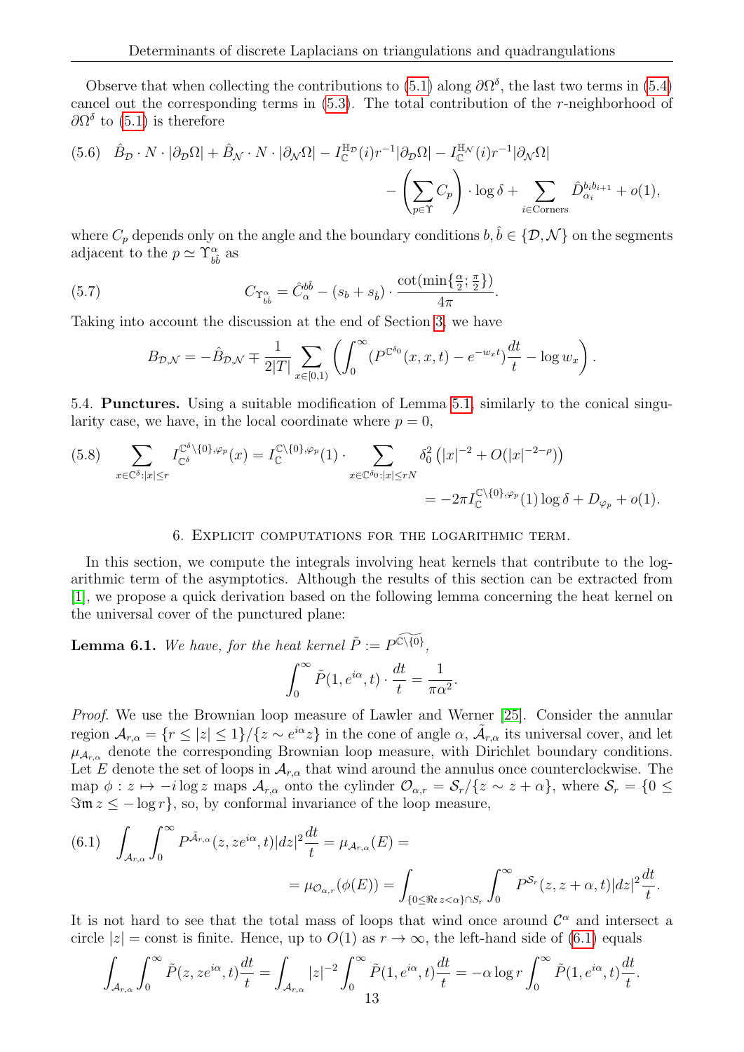Observe that when collecting the contributions to (5.1) along $\partial\Omega^\delta$, the last two terms in (5.4) cancel out the corresponding terms in (5.3). The total contribution of the $r$-neighborhood of $\partial\Omega^\delta$ to (5.1) is therefore

$$\hat{B}_{\mathcal{D}} \cdot N \cdot |\partial_{\mathcal{D}}\Omega| + \hat{B}_{\mathcal{N}} \cdot N \cdot |\partial_{\mathcal{N}}\Omega| - I_{\mathbb{C}}^{\mathbb{H}_{\mathcal{D}}}(i) r^{-1} |\partial_{\mathcal{D}}\Omega| - I_{\mathbb{C}}^{\mathbb{H}_{\mathcal{N}}}(i) r^{-1} |\partial_{\mathcal{N}}\Omega| - \left(\sum_{p\in\Upsilon} C_p\right) \cdot \log\delta + \sum_{i\in\text{Corners}} \hat{D}_{\alpha_i}^{b_i b_{i+1}} + o(1), \tag{5.6}$$

where $C_p$ depends only on the angle and the boundary conditions $b, \hat{b} \in \{\mathcal{D}, \mathcal{N}\}$ on the segments adjacent to the $p \simeq \Upsilon_{b\hat{b}}^{\alpha}$ as

$$C_{\Upsilon_{b\hat{b}}^{\alpha}} = \hat{C}_{\alpha}^{b\hat{b}} - (s_b + s_{\hat{b}}) \cdot \frac{\cot(\min\{\frac{\alpha}{2}; \frac{\pi}{2}\})}{4\pi}. \tag{5.7}$$

Taking into account the discussion at the end of Section 3, we have

$$B_{\mathcal{D},\mathcal{N}} = -\hat{B}_{\mathcal{D},\mathcal{N}} \mp \frac{1}{2|T|} \sum_{x\in[0,1)} \left( \int_0^\infty (P^{\mathbb{C}^{\delta_0}}(x,x,t) - e^{-w_x t}) \frac{dt}{t} - \log w_x \right).$$

5.4. **Punctures.** Using a suitable modification of Lemma 5.1, similarly to the conical singularity case, we have, in the local coordinate where $p = 0$,

$$\sum_{x\in\mathbb{C}^\delta : |x|\le r} I_{\mathbb{C}^\delta}^{\mathbb{C}^\delta\setminus\{0\},\varphi_p}(x) = I_{\mathbb{C}}^{\mathbb{C}\setminus\{0\},\varphi_p}(1) \cdot \sum_{x\in\mathbb{C}^{\delta_0} : |x|\le rN} \delta_0^2 \left( |x|^{-2} + O(|x|^{-2-\rho}) \right) = -2\pi I_{\mathbb{C}}^{\mathbb{C}\setminus\{0\},\varphi_p}(1) \log\delta + D_{\varphi_p} + o(1). \tag{5.8}$$

## 6. Explicit computations for the logarithmic term.

In this section, we compute the integrals involving heat kernels that contribute to the logarithmic term of the asymptotics. Although the results of this section can be extracted from [1], we propose a quick derivation based on the following lemma concerning the heat kernel on the universal cover of the punctured plane:

**Lemma 6.1.** *We have, for the heat kernel $\tilde{P} := P^{\widetilde{\mathbb{C}\setminus\{0\}}}$,*

$$\int_0^\infty \tilde{P}(1, e^{i\alpha}, t) \cdot \frac{dt}{t} = \frac{1}{\pi\alpha^2}.$$

*Proof.* We use the Brownian loop measure of Lawler and Werner [25]. Consider the annular region $\mathcal{A}_{r,\alpha} = \{r \le |z| \le 1\}/\{z \sim e^{i\alpha} z\}$ in the cone of angle $\alpha$, $\tilde{\mathcal{A}}_{r,\alpha}$ its universal cover, and let $\mu_{\mathcal{A}_{r,\alpha}}$ denote the corresponding Brownian loop measure, with Dirichlet boundary conditions. Let $E$ denote the set of loops in $\mathcal{A}_{r,\alpha}$ that wind around the annulus once counterclockwise. The map $\phi : z \mapsto -i\log z$ maps $\mathcal{A}_{r,\alpha}$ onto the cylinder $\mathcal{O}_{\alpha,r} = \mathcal{S}_r/\{z \sim z+\alpha\}$, where $\mathcal{S}_r = \{0 \le \mathfrak{Im}\, z \le -\log r\}$, so, by conformal invariance of the loop measure,

$$\int_{\mathcal{A}_{r,\alpha}} \int_0^\infty P^{\tilde{\mathcal{A}}_{r,\alpha}}(z, z e^{i\alpha}, t) |dz|^2 \frac{dt}{t} = \mu_{\mathcal{A}_{r,\alpha}}(E) = \mu_{\mathcal{O}_{\alpha,r}}(\phi(E)) = \int_{\{0\le\mathfrak{Re}\, z<\alpha\}\cap \mathcal{S}_r} \int_0^\infty P^{\mathcal{S}_r}(z, z+\alpha, t) |dz|^2 \frac{dt}{t}. \tag{6.1}$$

It is not hard to see that the total mass of loops that wind once around $\mathcal{C}^\alpha$ and intersect a circle $|z| = \text{const}$ is finite. Hence, up to $O(1)$ as $r \to \infty$, the left-hand side of (6.1) equals

$$\int_{\mathcal{A}_{r,\alpha}} \int_0^\infty \tilde{P}(z, z e^{i\alpha}, t) \frac{dt}{t} = \int_{\mathcal{A}_{r,\alpha}} |z|^{-2} \int_0^\infty \tilde{P}(1, e^{i\alpha}, t) \frac{dt}{t} = -\alpha \log r \int_0^\infty \tilde{P}(1, e^{i\alpha}, t) \frac{dt}{t}.$$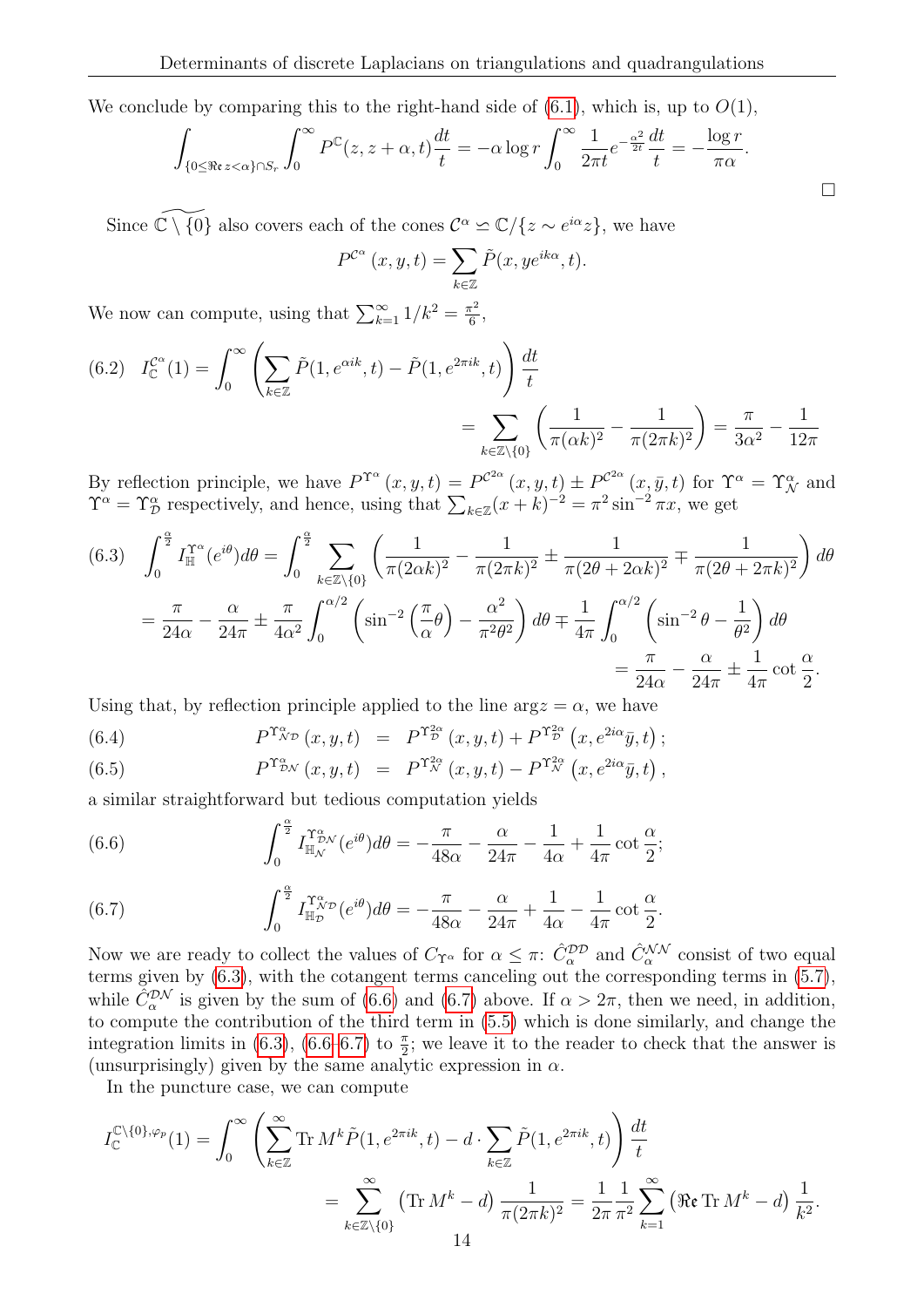We conclude by comparing this to the right-hand side of (6.1), which is, up to $O(1)$,

$$\int_{\{0\leq \Re\mathfrak{e}\, z<\alpha\}\cap S_r}\int_0^\infty P^{\mathbb{C}}(z,z+\alpha,t)\frac{dt}{t} = -\alpha\log r\int_0^\infty \frac{1}{2\pi t}e^{-\frac{\alpha^2}{2t}}\frac{dt}{t} = -\frac{\log r}{\pi\alpha}.$$

$\square$

Since $\widetilde{\mathbb{C}\setminus\{0\}}$ also covers each of the cones $\mathcal{C}^\alpha \simeq \mathbb{C}/\{z\sim e^{i\alpha}z\}$, we have

$$P^{\mathcal{C}^\alpha}(x,y,t) = \sum_{k\in\mathbb{Z}}\tilde{P}(x, ye^{ik\alpha},t).$$

We now can compute, using that $\sum_{k=1}^\infty 1/k^2 = \frac{\pi^2}{6}$,

$$(6.2)\quad I^{\mathcal{C}^\alpha}_{\mathbb{C}}(1) = \int_0^\infty\left(\sum_{k\in\mathbb{Z}}\tilde{P}(1,e^{\alpha ik},t) - \tilde{P}(1,e^{2\pi ik},t)\right)\frac{dt}{t}$$
$$= \sum_{k\in\mathbb{Z}\setminus\{0\}}\left(\frac{1}{\pi(\alpha k)^2} - \frac{1}{\pi(2\pi k)^2}\right) = \frac{\pi}{3\alpha^2} - \frac{1}{12\pi}$$

By reflection principle, we have $P^{\Upsilon^\alpha}(x,y,t) = P^{\mathcal{C}^{2\alpha}}(x,y,t)\pm P^{\mathcal{C}^{2\alpha}}(x,\bar{y},t)$ for $\Upsilon^\alpha = \Upsilon^\alpha_{\mathcal{N}}$ and $\Upsilon^\alpha = \Upsilon^\alpha_{\mathcal{D}}$ respectively, and hence, using that $\sum_{k\in\mathbb{Z}}(x+k)^{-2} = \pi^2\sin^{-2}\pi x$, we get

$$(6.3)\quad \int_0^{\frac{\alpha}{2}} I^{\Upsilon^\alpha}_{\mathbb{H}}(e^{i\theta})d\theta = \int_0^{\frac{\alpha}{2}}\sum_{k\in\mathbb{Z}\setminus\{0\}}\left(\frac{1}{\pi(2\alpha k)^2} - \frac{1}{\pi(2\pi k)^2} \pm \frac{1}{\pi(2\theta+2\alpha k)^2} \mp \frac{1}{\pi(2\theta+2\pi k)^2}\right)d\theta$$
$$= \frac{\pi}{24\alpha} - \frac{\alpha}{24\pi} \pm \frac{\pi}{4\alpha^2}\int_0^{\alpha/2}\left(\sin^{-2}\left(\frac{\pi}{\alpha}\theta\right) - \frac{\alpha^2}{\pi^2\theta^2}\right)d\theta \mp \frac{1}{4\pi}\int_0^{\alpha/2}\left(\sin^{-2}\theta - \frac{1}{\theta^2}\right)d\theta$$
$$= \frac{\pi}{24\alpha} - \frac{\alpha}{24\pi} \pm \frac{1}{4\pi}\cot\frac{\alpha}{2}.$$

Using that, by reflection principle applied to the line $\arg z = \alpha$, we have

$$(6.4)\qquad P^{\Upsilon^\alpha_{\mathcal{ND}}}(x,y,t) = P^{\Upsilon^{2\alpha}_{\mathcal{D}}}(x,y,t) + P^{\Upsilon^{2\alpha}_{\mathcal{D}}}\left(x, e^{2i\alpha}\bar{y},t\right);$$

$$(6.5)\qquad P^{\Upsilon^\alpha_{\mathcal{DN}}}(x,y,t) = P^{\Upsilon^{2\alpha}_{\mathcal{N}}}(x,y,t) - P^{\Upsilon^{2\alpha}_{\mathcal{N}}}\left(x, e^{2i\alpha}\bar{y},t\right),$$

a similar straightforward but tedious computation yields

$$(6.6)\qquad \int_0^{\frac{\alpha}{2}} I^{\Upsilon^\alpha_{\mathcal{DN}}}_{\mathbb{H}_{\mathcal{N}}}(e^{i\theta})d\theta = -\frac{\pi}{48\alpha} - \frac{\alpha}{24\pi} - \frac{1}{4\alpha} + \frac{1}{4\pi}\cot\frac{\alpha}{2};$$

$$(6.7)\qquad \int_0^{\frac{\alpha}{2}} I^{\Upsilon^\alpha_{\mathcal{ND}}}_{\mathbb{H}_{\mathcal{D}}}(e^{i\theta})d\theta = -\frac{\pi}{48\alpha} - \frac{\alpha}{24\pi} + \frac{1}{4\alpha} - \frac{1}{4\pi}\cot\frac{\alpha}{2}.$$

Now we are ready to collect the values of $C_{\Upsilon^\alpha}$ for $\alpha\leq\pi$: $\hat{C}^{\mathcal{DD}}_\alpha$ and $\hat{C}^{\mathcal{NN}}_\alpha$ consist of two equal terms given by (6.3), with the cotangent terms canceling out the corresponding terms in (5.7), while $\hat{C}^{\mathcal{DN}}_\alpha$ is given by the sum of (6.6) and (6.7) above. If $\alpha>2\pi$, then we need, in addition, to compute the contribution of the third term in (5.5) which is done similarly, and change the integration limits in (6.3), (6.6–6.7) to $\frac{\pi}{2}$; we leave it to the reader to check that the answer is (unsurprisingly) given by the same analytic expression in $\alpha$.

In the puncture case, we can compute

$$I^{\mathbb{C}\setminus\{0\},\varphi_p}_{\mathbb{C}}(1) = \int_0^\infty\left(\sum_{k\in\mathbb{Z}}^\infty \operatorname{Tr} M^k\tilde{P}(1,e^{2\pi ik},t) - d\cdot\sum_{k\in\mathbb{Z}}\tilde{P}(1,e^{2\pi ik},t)\right)\frac{dt}{t}$$
$$= \sum_{k\in\mathbb{Z}\setminus\{0\}}^\infty\left(\operatorname{Tr}M^k - d\right)\frac{1}{\pi(2\pi k)^2} = \frac{1}{2\pi}\frac{1}{\pi^2}\sum_{k=1}^\infty\left(\Re\mathfrak{e}\operatorname{Tr}M^k - d\right)\frac{1}{k^2}.$$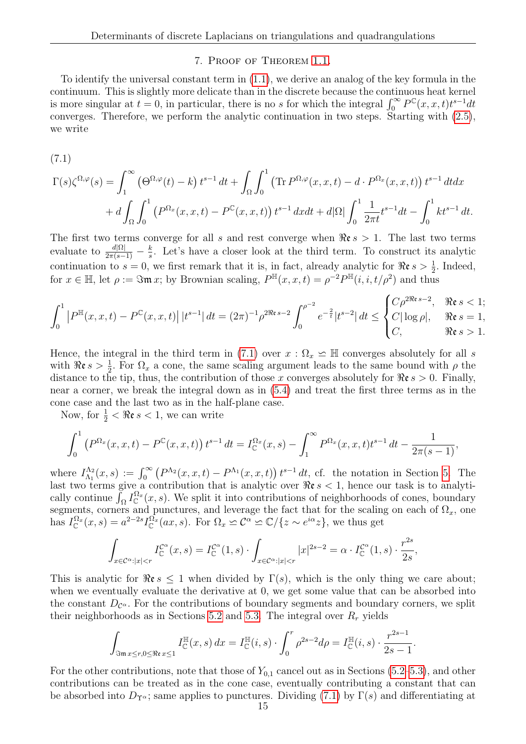## 7. Proof of Theorem 1.1.

To identify the universal constant term in (1.1), we derive an analog of the key formula in the continuum. This is slightly more delicate than in the discrete because the continuous heat kernel is more singular at $t = 0$, in particular, there is no $s$ for which the integral $\int_0^\infty P^{\mathbb{C}}(x,x,t)t^{s-1}dt$ converges. Therefore, we perform the analytic continuation in two steps. Starting with (2.5), we write

(7.1)

$$
\begin{aligned}
\Gamma(s)\zeta^{\Omega,\varphi}(s) = \int_1^\infty \left(\Theta^{\Omega,\varphi}(t) - k\right) t^{s-1}\,dt + \int_\Omega \int_0^1 \left(\operatorname{Tr} P^{\Omega,\varphi}(x,x,t) - d\cdot P^{\Omega_x}(x,x,t)\right) t^{s-1}\,dtdx \\
+ d\int_\Omega \int_0^1 \left(P^{\Omega_x}(x,x,t) - P^{\mathbb{C}}(x,x,t)\right) t^{s-1}\,dxdt + d|\Omega|\int_0^1 \frac{1}{2\pi t}t^{s-1}dt - \int_0^1 kt^{s-1}\,dt.
\end{aligned}
$$

The first two terms converge for all $s$ and rest converge when $\mathfrak{Re}\, s > 1$. The last two terms evaluate to $\frac{d|\Omega|}{2\pi(s-1)} - \frac{k}{s}$. Let's have a closer look at the third term. To construct its analytic continuation to $s = 0$, we first remark that it is, in fact, already analytic for $\mathfrak{Re}\, s > \frac{1}{2}$. Indeed, for $x \in \mathbb{H}$, let $\rho := \mathfrak{Im}\, x$; by Brownian scaling, $P^{\mathbb{H}}(x,x,t) = \rho^{-2}P^{\mathbb{H}}(i,i,t/\rho^2)$ and thus

$$
\int_0^1 \left|P^{\mathbb{H}}(x,x,t) - P^{\mathbb{C}}(x,x,t)\right| |t^{s-1}|\,dt = (2\pi)^{-1}\rho^{2\mathfrak{Re}\, s-2}\int_0^{\rho^{-2}} e^{-\frac{2}{t}}|t^{s-2}|\,dt \le \begin{cases} C\rho^{2\mathfrak{Re}\, s-2}, & \mathfrak{Re}\, s < 1; \\ C|\log\rho|, & \mathfrak{Re}\, s = 1, \\ C, & \mathfrak{Re}\, s > 1. \end{cases}
$$

Hence, the integral in the third term in (7.1) over $x : \Omega_x \backsimeq \mathbb{H}$ converges absolutely for all $s$ with $\mathfrak{Re}\, s > \frac{1}{2}$. For $\Omega_x$ a cone, the same scaling argument leads to the same bound with $\rho$ the distance to the tip, thus, the contribution of those $x$ converges absolutely for $\mathfrak{Re}\, s > 0$. Finally, near a corner, we break the integral down as in (5.4) and treat the first three terms as in the cone case and the last two as in the half-plane case.

Now, for $\frac{1}{2} < \mathfrak{Re}\, s < 1$, we can write

$$
\int_0^1 \left(P^{\Omega_x}(x,x,t) - P^{\mathbb{C}}(x,x,t)\right) t^{s-1}\,dt = I^{\Omega_x}_{\mathbb{C}}(x,s) - \int_1^\infty P^{\Omega_x}(x,x,t)t^{s-1}\,dt - \frac{1}{2\pi(s-1)},
$$

where $I^{\Lambda_2}_{\Lambda_1}(x,s) := \int_0^\infty \left(P^{\Lambda_2}(x,x,t) - P^{\Lambda_1}(x,x,t)\right) t^{s-1}\,dt$, cf. the notation in Section 5. The last two terms give a contribution that is analytic over $\mathfrak{Re}\, s < 1$, hence our task is to analytically continue $\int_\Omega I^{\Omega_x}_{\mathbb{C}}(x,s)$. We split it into contributions of neighborhoods of cones, boundary segments, corners and punctures, and leverage the fact that for the scaling on each of $\Omega_x$, one has $I^{\Omega_x}_{\mathbb{C}}(x,s) = a^{2-2s}I^{\Omega_x}_{\mathbb{C}}(ax,s)$. For $\Omega_x \backsimeq \mathcal{C}^\alpha \backsimeq \mathbb{C}/\{z \sim e^{i\alpha}z\}$, we thus get

$$
\int_{x\in\mathcal{C}^\alpha:|x|<r} I^{\mathcal{C}^\alpha}_{\mathbb{C}}(x,s) = I^{\mathcal{C}^\alpha}_{\mathbb{C}}(1,s)\cdot\int_{x\in\mathcal{C}^\alpha:|x|<r}|x|^{2s-2} = \alpha\cdot I^{\mathcal{C}^\alpha}_{\mathbb{C}}(1,s)\cdot\frac{r^{2s}}{2s},
$$

This is analytic for $\mathfrak{Re}\, s \le 1$ when divided by $\Gamma(s)$, which is the only thing we care about; when we eventually evaluate the derivative at 0, we get some value that can be absorbed into the constant $D_{\mathcal{C}^\alpha}$. For the contributions of boundary segments and boundary corners, we split their neighborhoods as in Sections 5.2 and 5.3. The integral over $R_r$ yields

$$
\int_{\mathfrak{Im}\, x\le r, 0\le\mathfrak{Re}\, x\le 1} I^{\mathbb{H}}_{\mathbb{C}}(x,s)\,dx = I^{\mathbb{H}}_{\mathbb{C}}(i,s)\cdot\int_0^r \rho^{2s-2}d\rho = I^{\mathbb{H}}_{\mathbb{C}}(i,s)\cdot\frac{r^{2s-1}}{2s-1}.
$$

For the other contributions, note that those of $Y_{0,1}$ cancel out as in Sections (5.2–5.3), and other contributions can be treated as in the cone case, eventually contributing a constant that can be absorbed into $D_{\Upsilon^\alpha}$; same applies to punctures. Dividing (7.1) by $\Gamma(s)$ and differentiating at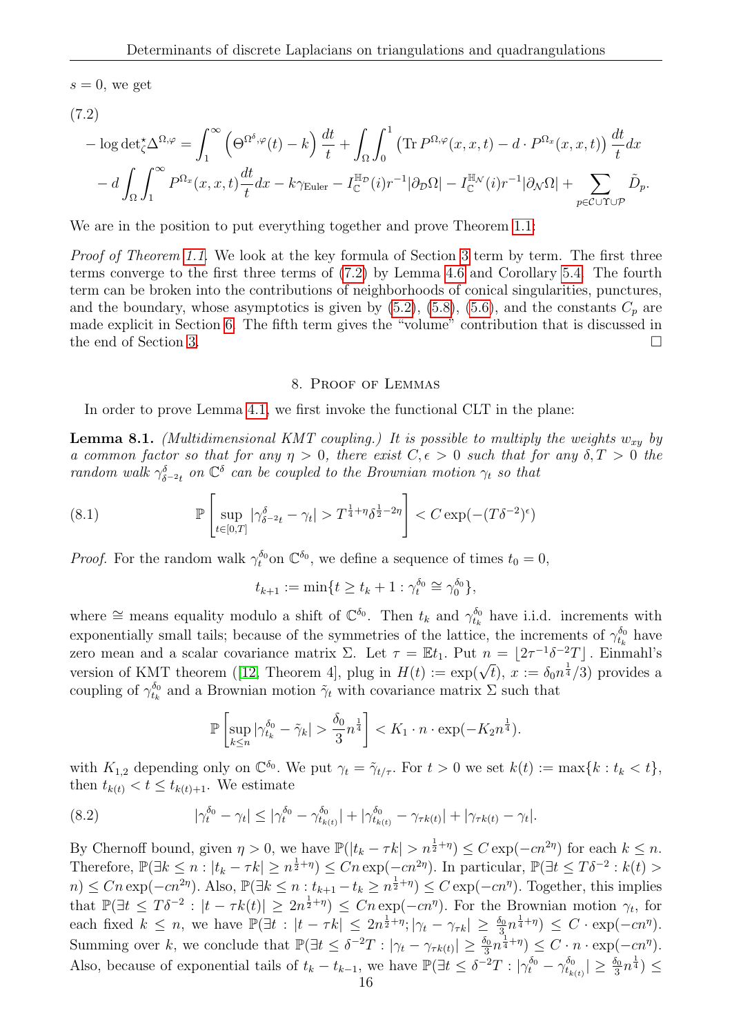$s = 0$, we get

$$(7.2)$$
$$-\log \det{}^{\star}_{\zeta} \Delta^{\Omega,\varphi} = \int_1^\infty \left( \Theta^{\Omega^\delta,\varphi}(t) - k \right) \frac{dt}{t} + \int_\Omega \int_0^1 \left( \operatorname{Tr} P^{\Omega,\varphi}(x,x,t) - d \cdot P^{\Omega_x}(x,x,t) \right) \frac{dt}{t} dx$$
$$- d \int_\Omega \int_1^\infty P^{\Omega_x}(x,x,t) \frac{dt}{t} dx - k\gamma_{\mathrm{Euler}} - I_{\mathbb{C}}^{\mathbb{H}_{\mathcal{D}}}(i) r^{-1} |\partial_{\mathcal{D}} \Omega| - I_{\mathbb{C}}^{\mathbb{H}_{\mathcal{N}}}(i) r^{-1} |\partial_{\mathcal{N}} \Omega| + \sum_{p \in \mathcal{C} \cup \Upsilon \cup \mathcal{P}} \tilde{D}_p.$$

We are in the position to put everything together and prove Theorem 1.1:

*Proof of Theorem 1.1.* We look at the key formula of Section 3 term by term. The first three terms converge to the first three terms of (7.2) by Lemma 4.6 and Corollary 5.4. The fourth term can be broken into the contributions of neighborhoods of conical singularities, punctures, and the boundary, whose asymptotics is given by (5.2), (5.8), (5.6), and the constants $C_p$ are made explicit in Section 6. The fifth term gives the "volume" contribution that is discussed in the end of Section 3. $\square$

## 8. Proof of Lemmas

In order to prove Lemma 4.1, we first invoke the functional CLT in the plane:

**Lemma 8.1.** *(Multidimensional KMT coupling.) It is possible to multiply the weights $w_{xy}$ by a common factor so that for any $\eta > 0$, there exist $C, \epsilon > 0$ such that for any $\delta, T > 0$ the random walk $\gamma^\delta_{\delta^{-2}t}$ on $\mathbb{C}^\delta$ can be coupled to the Brownian motion $\gamma_t$ so that*

$$\mathbb{P}\left[ \sup_{t \in [0,T]} |\gamma^\delta_{\delta^{-2}t} - \gamma_t| > T^{\frac{1}{4}+\eta} \delta^{\frac{1}{2}-2\eta} \right] < C \exp(-(T\delta^{-2})^\epsilon) \tag{8.1}$$

*Proof.* For the random walk $\gamma^{\delta_0}_t$on $\mathbb{C}^{\delta_0}$, we define a sequence of times $t_0 = 0$,

$$t_{k+1} := \min\{t \geq t_k + 1 : \gamma^{\delta_0}_t \cong \gamma^{\delta_0}_0\},$$

where $\cong$ means equality modulo a shift of $\mathbb{C}^{\delta_0}$. Then $t_k$ and $\gamma^{\delta_0}_{t_k}$ have i.i.d. increments with exponentially small tails; because of the symmetries of the lattice, the increments of $\gamma^{\delta_0}_{t_k}$ have zero mean and a scalar covariance matrix $\Sigma$. Let $\tau = \mathbb{E} t_1$. Put $n = \lfloor 2\tau^{-1}\delta^{-2}T \rfloor$. Einmahl's version of KMT theorem ([12, Theorem 4], plug in $H(t) := \exp(\sqrt{t})$, $x := \delta_0 n^{\frac{1}{4}}/3$) provides a coupling of $\gamma^{\delta_0}_{t_k}$ and a Brownian motion $\tilde{\gamma}_t$ with covariance matrix $\Sigma$ such that

$$\mathbb{P}\left[ \sup_{k \leq n} |\gamma^{\delta_0}_{t_k} - \tilde{\gamma}_k| > \frac{\delta_0}{3} n^{\frac{1}{4}} \right] < K_1 \cdot n \cdot \exp(-K_2 n^{\frac{1}{4}}).$$

with $K_{1,2}$ depending only on $\mathbb{C}^{\delta_0}$. We put $\gamma_t = \tilde{\gamma}_{t/\tau}$. For $t > 0$ we set $k(t) := \max\{k : t_k < t\}$, then $t_{k(t)} < t \leq t_{k(t)+1}$. We estimate

$$|\gamma^{\delta_0}_t - \gamma_t| \leq |\gamma^{\delta_0}_t - \gamma^{\delta_0}_{t_{k(t)}}| + |\gamma^{\delta_0}_{t_{k(t)}} - \gamma_{\tau k(t)}| + |\gamma_{\tau k(t)} - \gamma_t|. \tag{8.2}$$

By Chernoff bound, given $\eta > 0$, we have $\mathbb{P}(|t_k - \tau k| > n^{\frac{1}{2}+\eta}) \leq C \exp(-cn^{2\eta})$ for each $k \leq n$. Therefore, $\mathbb{P}(\exists k \leq n : |t_k - \tau k| \geq n^{\frac{1}{2}+\eta}) \leq Cn \exp(-cn^{2\eta})$. In particular, $\mathbb{P}(\exists t \leq T\delta^{-2} : k(t) > n) \leq Cn \exp(-cn^{2\eta})$. Also, $\mathbb{P}(\exists k \leq n : t_{k+1} - t_k \geq n^{\frac{1}{2}+\eta}) \leq C \exp(-cn^\eta)$. Together, this implies that $\mathbb{P}(\exists t \leq T\delta^{-2} : |t - \tau k(t)| \geq 2n^{\frac{1}{2}+\eta}) \leq Cn \exp(-cn^\eta)$. For the Brownian motion $\gamma_t$, for each fixed $k \leq n$, we have $\mathbb{P}(\exists t : |t - \tau k| \leq 2n^{\frac{1}{2}+\eta}; |\gamma_t - \gamma_{\tau k}| \geq \frac{\delta_0}{3} n^{\frac{1}{4}+\eta}) \leq C \cdot \exp(-cn^\eta)$. Summing over $k$, we conclude that $\mathbb{P}(\exists t \leq \delta^{-2}T : |\gamma_t - \gamma_{\tau k(t)}| \geq \frac{\delta_0}{3} n^{\frac{1}{4}+\eta}) \leq C \cdot n \cdot \exp(-cn^\eta)$. Also, because of exponential tails of $t_k - t_{k-1}$, we have $\mathbb{P}(\exists t \leq \delta^{-2}T : |\gamma^{\delta_0}_t - \gamma^{\delta_0}_{t_{k(t)}}| \geq \frac{\delta_0}{3} n^{\frac{1}{4}}) \leq$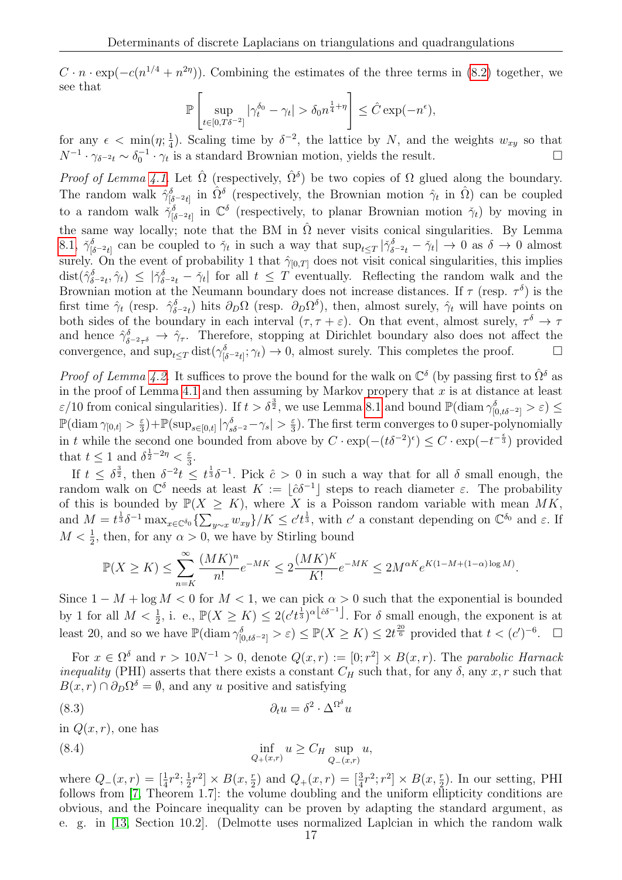$C \cdot n \cdot \exp(-c(n^{1/4} + n^{2\eta}))$. Combining the estimates of the three terms in (8.2) together, we see that

$$\mathbb{P}\left[\sup_{t\in[0,T\delta^{-2}]} |\gamma_t^{\delta_0} - \gamma_t| > \delta_0 n^{\frac{1}{4}+\eta}\right] \leq \hat{C}\exp(-n^{\epsilon}),$$

for any $\epsilon < \min(\eta; \frac{1}{4})$. Scaling time by $\delta^{-2}$, the lattice by $N$, and the weights $w_{xy}$ so that $N^{-1} \cdot \gamma_{\delta^{-2}t} \sim \delta_0^{-1} \cdot \gamma_t$ is a standard Brownian motion, yields the result. $\square$

*Proof of Lemma 4.1.* Let $\hat{\Omega}$ (respectively, $\hat{\Omega}^\delta$) be two copies of $\Omega$ glued along the boundary. The random walk $\hat{\gamma}^\delta_{[\delta^{-2}t]}$ in $\hat{\Omega}^\delta$ (respectively, the Brownian motion $\hat{\gamma}_t$ in $\hat{\Omega}$) can be coupled to a random walk $\check{\gamma}^\delta_{[\delta^{-2}t]}$ in $\mathbb{C}^\delta$ (respectively, to planar Brownian motion $\check{\gamma}_t$) by moving in the same way locally; note that the BM in $\hat{\Omega}$ never visits conical singularities. By Lemma 8.1, $\check{\gamma}^\delta_{[\delta^{-2}t]}$ can be coupled to $\check{\gamma}_t$ in such a way that $\sup_{t\leq T}|\check{\gamma}^\delta_{\delta^{-2}t} - \check{\gamma}_t| \to 0$ as $\delta \to 0$ almost surely. On the event of probability 1 that $\hat{\gamma}_{[0,T]}$ does not visit conical singularities, this implies $\mathrm{dist}(\hat{\gamma}^\delta_{\delta^{-2}t}, \hat{\gamma}_t) \leq |\check{\gamma}^\delta_{\delta^{-2}t} - \check{\gamma}_t|$ for all $t \leq T$ eventually. Reflecting the random walk and the Brownian motion at the Neumann boundary does not increase distances. If $\tau$ (resp. $\tau^\delta$) is the first time $\hat{\gamma}_t$ (resp. $\hat{\gamma}^\delta_{\delta^{-2}t}$) hits $\partial_D\Omega$ (resp. $\partial_D\Omega^\delta$), then, almost surely, $\hat{\gamma}_t$ will have points on both sides of the boundary in each interval $(\tau, \tau+\varepsilon)$. On that event, almost surely, $\tau^\delta \to \tau$ and hence $\hat{\gamma}^\delta_{\delta^{-2}\tau^\delta} \to \hat{\gamma}_\tau$. Therefore, stopping at Dirichlet boundary also does not affect the convergence, and $\sup_{t\leq T}\mathrm{dist}(\gamma^\delta_{[\delta^{-2}t]}; \gamma_t) \to 0$, almost surely. This completes the proof. $\square$

*Proof of Lemma 4.2.* It suffices to prove the bound for the walk on $\mathbb{C}^\delta$ (by passing first to $\hat{\Omega}^\delta$ as in the proof of Lemma 4.1 and then assuming by Markov propery that $x$ is at distance at least $\varepsilon/10$ from conical singularities). If $t > \delta^{\frac{3}{2}}$, we use Lemma 8.1 and bound $\mathbb{P}(\mathrm{diam}\, \gamma^\delta_{[0,t\delta^{-2}]} > \varepsilon) \leq \mathbb{P}(\mathrm{diam}\, \gamma_{[0,t]} > \frac{\varepsilon}{3}) + \mathbb{P}(\sup_{s\in[0,t]}|\gamma^\delta_{s\delta^{-2}} - \gamma_s| > \frac{\varepsilon}{3})$. The first term converges to 0 super-polynomially in $t$ while the second one bounded from above by $C \cdot \exp(-(t\delta^{-2})^\epsilon) \leq C \cdot \exp(-t^{-\frac{\epsilon}{3}})$ provided that $t \leq 1$ and $\delta^{\frac{1}{2}-2\eta} < \frac{\varepsilon}{3}$.

If $t \leq \delta^{\frac{3}{2}}$, then $\delta^{-2}t \leq t^{\frac{1}{3}}\delta^{-1}$. Pick $\hat{c} > 0$ in such a way that for all $\delta$ small enough, the random walk on $\mathbb{C}^\delta$ needs at least $K := \lfloor \hat{c}\delta^{-1} \rfloor$ steps to reach diameter $\varepsilon$. The probability of this is bounded by $\mathbb{P}(X \geq K)$, where $X$ is a Poisson random variable with mean $MK$, and $M = t^{\frac{1}{3}}\delta^{-1}\max_{x\in\mathbb{C}^{\delta_0}}\{\sum_{y\sim x} w_{xy}\}/K \leq c' t^{\frac{1}{3}}$, with $c'$ a constant depending on $\mathbb{C}^{\delta_0}$ and $\varepsilon$. If $M < \frac{1}{2}$, then, for any $\alpha > 0$, we have by Stirling bound

$$\mathbb{P}(X \geq K) \leq \sum_{n=K}^{\infty} \frac{(MK)^n}{n!} e^{-MK} \leq 2\frac{(MK)^K}{K!} e^{-MK} \leq 2M^{\alpha K} e^{K(1-M+(1-\alpha)\log M)}.$$

Since $1 - M + \log M < 0$ for $M < 1$, we can pick $\alpha > 0$ such that the exponential is bounded by 1 for all $M < \frac{1}{2}$, i. e., $\mathbb{P}(X \geq K) \leq 2(c't^{\frac{1}{3}})^{\alpha\lfloor \hat{c}\delta^{-1}\rfloor}$. For $\delta$ small enough, the exponent is at least 20, and so we have $\mathbb{P}(\mathrm{diam}\, \gamma^\delta_{[0,t\delta^{-2}]} > \varepsilon) \leq \mathbb{P}(X \geq K) \leq 2t^{\frac{20}{6}}$ provided that $t < (c')^{-6}$. $\square$

For $x \in \Omega^\delta$ and $r > 10N^{-1} > 0$, denote $Q(x,r) := [0; r^2] \times B(x,r)$. The *parabolic Harnack inequality* (PHI) asserts that there exists a constant $C_H$ such that, for any $\delta$, any $x, r$ such that $B(x,r) \cap \partial_D\Omega^\delta = \emptyset$, and any $u$ positive and satisfying

$$\partial_t u = \delta^2 \cdot \Delta^{\Omega^\delta} u \tag{8.3}$$

in $Q(x,r)$, one has

$$\inf_{Q_+(x,r)} u \geq C_H \sup_{Q_-(x,r)} u, \tag{8.4}$$

where $Q_-(x,r) = [\frac{1}{4}r^2; \frac{1}{2}r^2] \times B(x, \frac{r}{2})$ and $Q_+(x,r) = [\frac{3}{4}r^2; r^2] \times B(x, \frac{r}{2})$. In our setting, PHI follows from [7, Theorem 1.7]: the volume doubling and the uniform ellipticity conditions are obvious, and the Poincare inequality can be proven by adapting the standard argument, as e. g. in [13, Section 10.2]. (Delmotte uses normalized Laplcian in which the random walk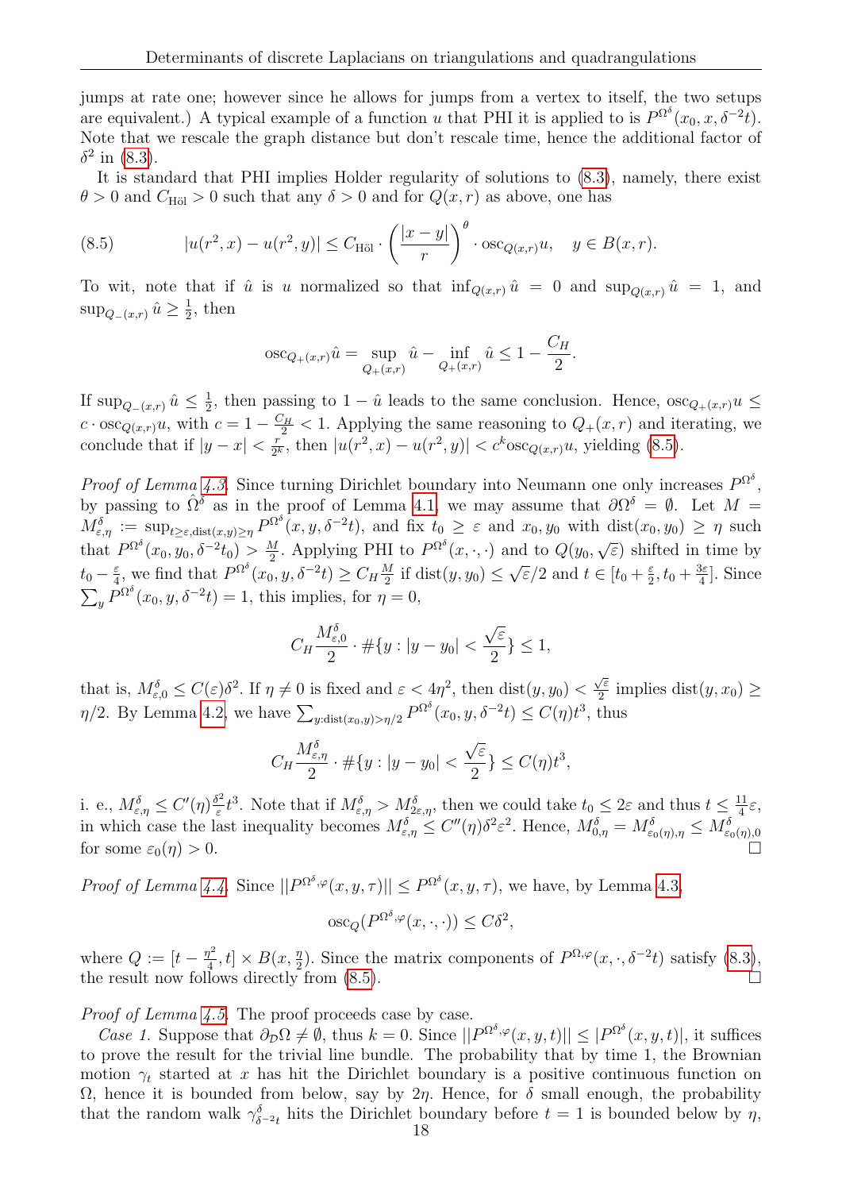jumps at rate one; however since he allows for jumps from a vertex to itself, the two setups are equivalent.) A typical example of a function $u$ that PHI is applied to is $P^{\Omega^\delta}(x_0, x, \delta^{-2}t)$. Note that we rescale the graph distance but don't rescale time, hence the additional factor of $\delta^2$ in (8.3).

It is standard that PHI implies Holder regularity of solutions to (8.3), namely, there exist $\theta > 0$ and $C_{\text{Höl}} > 0$ such that any $\delta > 0$ and for $Q(x,r)$ as above, one has

$$|u(r^2, x) - u(r^2, y)| \leq C_{\text{Höl}} \cdot \left(\frac{|x-y|}{r}\right)^\theta \cdot \text{osc}_{Q(x,r)} u, \quad y \in B(x,r). \tag{8.5}$$

To wit, note that if $\hat{u}$ is $u$ normalized so that $\inf_{Q(x,r)} \hat{u} = 0$ and $\sup_{Q(x,r)} \hat{u} = 1$, and $\sup_{Q_-(x,r)} \hat{u} \geq \frac{1}{2}$, then

$$\text{osc}_{Q_+(x,r)} \hat{u} = \sup_{Q_+(x,r)} \hat{u} - \inf_{Q_+(x,r)} \hat{u} \leq 1 - \frac{C_H}{2}.$$

If $\sup_{Q_-(x,r)} \hat{u} \leq \frac{1}{2}$, then passing to $1 - \hat{u}$ leads to the same conclusion. Hence, $\text{osc}_{Q_+(x,r)} u \leq c \cdot \text{osc}_{Q(x,r)} u$, with $c = 1 - \frac{C_H}{2} < 1$. Applying the same reasoning to $Q_+(x,r)$ and iterating, we conclude that if $|y - x| < \frac{r}{2^k}$, then $|u(r^2, x) - u(r^2, y)| < c^k \text{osc}_{Q(x,r)} u$, yielding (8.5).

*Proof of Lemma 4.3.* Since turning Dirichlet boundary into Neumann one only increases $P^{\Omega^\delta}$, by passing to $\hat{\Omega}^\delta$ as in the proof of Lemma 4.1, we may assume that $\partial\Omega^\delta = \emptyset$. Let $M = M^\delta_{\varepsilon,\eta} := \sup_{t \geq \varepsilon, \text{dist}(x,y) \geq \eta} P^{\Omega^\delta}(x, y, \delta^{-2}t)$, and fix $t_0 \geq \varepsilon$ and $x_0, y_0$ with $\text{dist}(x_0, y_0) \geq \eta$ such that $P^{\Omega^\delta}(x_0, y_0, \delta^{-2}t_0) > \frac{M}{2}$. Applying PHI to $P^{\Omega^\delta}(x, \cdot, \cdot)$ and to $Q(y_0, \sqrt{\varepsilon})$ shifted in time by $t_0 - \frac{\varepsilon}{4}$, we find that $P^{\Omega^\delta}(x_0, y, \delta^{-2}t) \geq C_H \frac{M}{2}$ if $\text{dist}(y, y_0) \leq \sqrt{\varepsilon}/2$ and $t \in [t_0 + \frac{\varepsilon}{2}, t_0 + \frac{3\varepsilon}{4}]$. Since $\sum_y P^{\Omega^\delta}(x_0, y, \delta^{-2}t) = 1$, this implies, for $\eta = 0$,

$$C_H \frac{M^\delta_{\varepsilon,0}}{2} \cdot \#\{y : |y - y_0| < \frac{\sqrt{\varepsilon}}{2}\} \leq 1,$$

that is, $M^\delta_{\varepsilon,0} \leq C(\varepsilon)\delta^2$. If $\eta \neq 0$ is fixed and $\varepsilon < 4\eta^2$, then $\text{dist}(y, y_0) < \frac{\sqrt{\varepsilon}}{2}$ implies $\text{dist}(y, x_0) \geq \eta/2$. By Lemma 4.2, we have $\sum_{y:\text{dist}(x_0,y) > \eta/2} P^{\Omega^\delta}(x_0, y, \delta^{-2}t) \leq C(\eta)t^3$, thus

$$C_H \frac{M^\delta_{\varepsilon,\eta}}{2} \cdot \#\{y : |y - y_0| < \frac{\sqrt{\varepsilon}}{2}\} \leq C(\eta)t^3,$$

i. e., $M^\delta_{\varepsilon,\eta} \leq C'(\eta)\frac{\delta^2}{\varepsilon}t^3$. Note that if $M^\delta_{\varepsilon,\eta} > M^\delta_{2\varepsilon,\eta}$, then we could take $t_0 \leq 2\varepsilon$ and thus $t \leq \frac{11}{4}\varepsilon$, in which case the last inequality becomes $M^\delta_{\varepsilon,\eta} \leq C''(\eta)\delta^2\varepsilon^2$. Hence, $M^\delta_{0,\eta} = M^\delta_{\varepsilon_0(\eta),\eta} \leq M^\delta_{\varepsilon_0(\eta),0}$ for some $\varepsilon_0(\eta) > 0$. □

*Proof of Lemma 4.4.* Since $||P^{\Omega^\delta,\varphi}(x, y, \tau)|| \leq P^{\Omega^\delta}(x, y, \tau)$, we have, by Lemma 4.3,

$$\text{osc}_Q(P^{\Omega^\delta,\varphi}(x, \cdot, \cdot)) \leq C\delta^2,$$

where $Q := [t - \frac{\eta^2}{4}, t] \times B(x, \frac{\eta}{2})$. Since the matrix components of $P^{\Omega,\varphi}(x, \cdot, \delta^{-2}t)$ satisfy (8.3), the result now follows directly from (8.5). □

*Proof of Lemma 4.5.* The proof proceeds case by case.

*Case 1.* Suppose that $\partial_{\mathcal{D}}\Omega \neq \emptyset$, thus $k = 0$. Since $||P^{\Omega^\delta,\varphi}(x, y, t)|| \leq |P^{\Omega^\delta}(x, y, t)|$, it suffices to prove the result for the trivial line bundle. The probability that by time 1, the Brownian motion $\gamma_t$ started at $x$ has hit the Dirichlet boundary is a positive continuous function on $\Omega$, hence it is bounded from below, say by $2\eta$. Hence, for $\delta$ small enough, the probability that the random walk $\gamma^\delta_{\delta^{-2}t}$ hits the Dirichlet boundary before $t = 1$ is bounded below by $\eta$,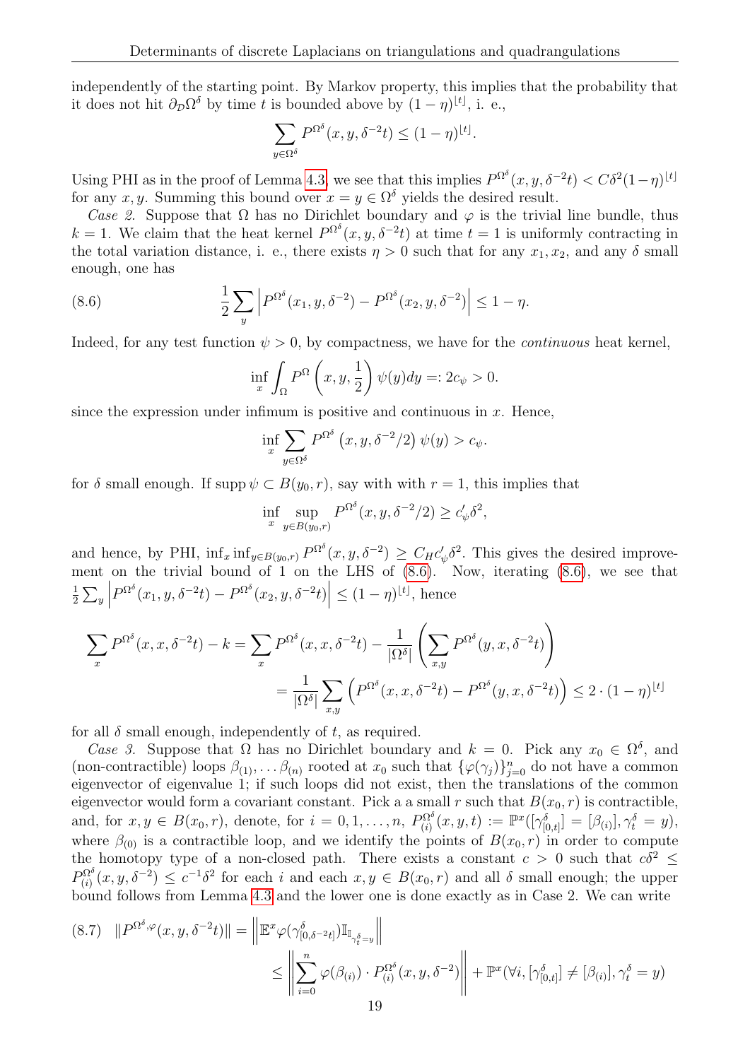independently of the starting point. By Markov property, this implies that the probability that it does not hit $\partial_{\mathcal{D}}\Omega^\delta$ by time $t$ is bounded above by $(1-\eta)^{\lfloor t \rfloor}$, i. e.,

$$\sum_{y\in\Omega^\delta} P^{\Omega^\delta}(x,y,\delta^{-2}t) \leq (1-\eta)^{\lfloor t\rfloor}.$$

Using PHI as in the proof of Lemma 4.3, we see that this implies $P^{\Omega^\delta}(x,y,\delta^{-2}t) < C\delta^2(1-\eta)^{\lfloor t\rfloor}$ for any $x, y$. Summing this bound over $x = y \in \Omega^\delta$ yields the desired result.

*Case 2.* Suppose that $\Omega$ has no Dirichlet boundary and $\varphi$ is the trivial line bundle, thus $k = 1$. We claim that the heat kernel $P^{\Omega^\delta}(x,y,\delta^{-2}t)$ at time $t = 1$ is uniformly contracting in the total variation distance, i. e., there exists $\eta > 0$ such that for any $x_1, x_2$, and any $\delta$ small enough, one has

$$\frac{1}{2}\sum_y \left|P^{\Omega^\delta}(x_1,y,\delta^{-2}) - P^{\Omega^\delta}(x_2,y,\delta^{-2})\right| \leq 1-\eta. \tag{8.6}$$

Indeed, for any test function $\psi > 0$, by compactness, we have for the *continuous* heat kernel,

$$\inf_x \int_\Omega P^\Omega\left(x,y,\frac{1}{2}\right)\psi(y)dy =: 2c_\psi > 0.$$

since the expression under infimum is positive and continuous in $x$. Hence,

$$\inf_x \sum_{y\in\Omega^\delta} P^{\Omega^\delta}\left(x,y,\delta^{-2}/2\right)\psi(y) > c_\psi.$$

for $\delta$ small enough. If $\operatorname{supp}\psi \subset B(y_0,r)$, say with with $r = 1$, this implies that

$$\inf_x \sup_{y\in B(y_0,r)} P^{\Omega^\delta}(x,y,\delta^{-2}/2) \geq c'_\psi\delta^2,$$

and hence, by PHI, $\inf_x \inf_{y\in B(y_0,r)} P^{\Omega^\delta}(x,y,\delta^{-2}) \geq C_H c'_\psi \delta^2$. This gives the desired improvement on the trivial bound of 1 on the LHS of (8.6). Now, iterating (8.6), we see that $\frac{1}{2}\sum_y \left|P^{\Omega^\delta}(x_1,y,\delta^{-2}t) - P^{\Omega^\delta}(x_2,y,\delta^{-2}t)\right| \leq (1-\eta)^{\lfloor t\rfloor}$, hence

$$\sum_x P^{\Omega^\delta}(x,x,\delta^{-2}t) - k = \sum_x P^{\Omega^\delta}(x,x,\delta^{-2}t) - \frac{1}{|\Omega^\delta|}\left(\sum_{x,y} P^{\Omega^\delta}(y,x,\delta^{-2}t)\right)$$
$$= \frac{1}{|\Omega^\delta|}\sum_{x,y}\left(P^{\Omega^\delta}(x,x,\delta^{-2}t) - P^{\Omega^\delta}(y,x,\delta^{-2}t)\right) \leq 2\cdot(1-\eta)^{\lfloor t\rfloor}$$

for all $\delta$ small enough, independently of $t$, as required.

*Case 3.* Suppose that $\Omega$ has no Dirichlet boundary and $k = 0$. Pick any $x_0 \in \Omega^\delta$, and (non-contractible) loops $\beta_{(1)}, \ldots \beta_{(n)}$ rooted at $x_0$ such that $\{\varphi(\gamma_j)\}_{j=0}^n$ do not have a common eigenvector of eigenvalue 1; if such loops did not exist, then the translations of the common eigenvector would form a covariant constant. Pick a a small $r$ such that $B(x_0,r)$ is contractible, and, for $x,y \in B(x_0,r)$, denote, for $i = 0,1,\ldots,n$, $P^{\Omega^\delta}_{(i)}(x,y,t) := \mathbb{P}^x([\gamma^\delta_{[0,t]}] = [\beta_{(i)}], \gamma^\delta_t = y)$, where $\beta_{(0)}$ is a contractible loop, and we identify the points of $B(x_0,r)$ in order to compute the homotopy type of a non-closed path. There exists a constant $c > 0$ such that $c\delta^2 \leq P^{\Omega^\delta}_{(i)}(x,y,\delta^{-2}) \leq c^{-1}\delta^2$ for each $i$ and each $x,y \in B(x_0,r)$ and all $\delta$ small enough; the upper bound follows from Lemma 4.3 and the lower one is done exactly as in Case 2. We can write

$$\|P^{\Omega^\delta,\varphi}(x,y,\delta^{-2}t)\| = \left\|\mathbb{E}^x\varphi(\gamma^\delta_{[0,\delta^{-2}t]})\mathbb{I}_{\mathbb{I}_{\gamma^\delta_t=y}}\right\|$$
$$\leq \left\|\sum_{i=0}^n \varphi(\beta_{(i)})\cdot P^{\Omega^\delta}_{(i)}(x,y,\delta^{-2})\right\| + \mathbb{P}^x(\forall i, [\gamma^\delta_{[0,t]}] \neq [\beta_{(i)}], \gamma^\delta_t = y) \tag{8.7}$$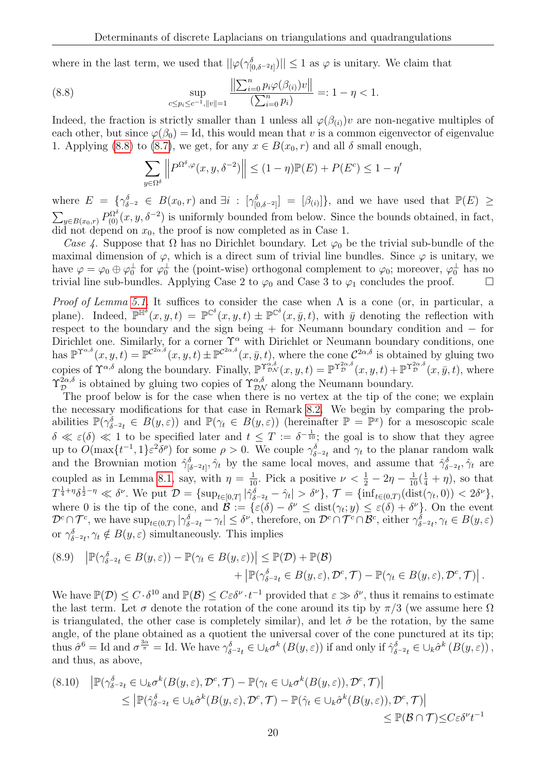where in the last term, we used that $||\varphi(\gamma^\delta_{[0,\delta^{-2}t]})|| \leq 1$ as $\varphi$ is unitary. We claim that

$$\sup_{c \leq p_i \leq c^{-1}, \|v\|=1} \frac{\left\|\sum_{i=0}^n p_i \varphi(\beta_{(i)}) v\right\|}{(\sum_{i=0}^n p_i)} =: 1 - \eta < 1. \tag{8.8}$$

Indeed, the fraction is strictly smaller than 1 unless all $\varphi(\beta_{(i)})v$ are non-negative multiples of each other, but since $\varphi(\beta_0) = \mathrm{Id}$, this would mean that $v$ is a common eigenvector of eigenvalue 1. Applying (8.8) to (8.7), we get, for any $x \in B(x_0, r)$ and all $\delta$ small enough,

$$\sum_{y \in \Omega^\delta} \left\| P^{\Omega^\delta, \varphi}(x, y, \delta^{-2}) \right\| \leq (1-\eta)\mathbb{P}(E) + P(E^c) \leq 1 - \eta'$$

where $E = \{\gamma^\delta_{\delta^{-2}} \in B(x_0, r) \text{ and } \exists i : [\gamma^\delta_{[0,\delta^{-2}]}] = [\beta_{(i)}]\}$, and we have used that $\mathbb{P}(E) \geq \sum_{y \in B(x_0, r)} P^{\Omega^\delta}_{(0)}(x, y, \delta^{-2})$ is uniformly bounded from below. Since the bounds obtained, in fact, did not depend on $x_0$, the proof is now completed as in Case 1.

*Case 4.* Suppose that $\Omega$ has no Dirichlet boundary. Let $\varphi_0$ be the trivial sub-bundle of the maximal dimension of $\varphi$, which is a direct sum of trivial line bundles. Since $\varphi$ is unitary, we have $\varphi = \varphi_0 \oplus \varphi_0^\perp$ for $\varphi_0^\perp$ the (point-wise) orthogonal complement to $\varphi_0$; moreover, $\varphi_0^\perp$ has no trivial line sub-bundles. Applying Case 2 to $\varphi_0$ and Case 3 to $\varphi_1$ concludes the proof. □

*Proof of Lemma 5.1.* It suffices to consider the case when $\Lambda$ is a cone (or, in particular, a plane). Indeed, $\mathbb{P}^{\mathbb{H}^\delta}(x, y, t) = \mathbb{P}^{\mathbb{C}^\delta}(x, y, t) \pm \mathbb{P}^{\mathbb{C}^\delta}(x, \bar{y}, t)$, with $\bar{y}$ denoting the reflection with respect to the boundary and the sign being $+$ for Neumann boundary condition and $-$ for Dirichlet one. Similarly, for a corner $\Upsilon^\alpha$ with Dirichlet or Neumann boundary conditions, one has $\mathbb{P}^{\Upsilon^{\alpha,\delta}}(x, y, t) = \mathbb{P}^{\mathcal{C}^{2\alpha,\delta}}(x, y, t) \pm \mathbb{P}^{\mathcal{C}^{2\alpha,\delta}}(x, \bar{y}, t)$, where the cone $\mathcal{C}^{2\alpha,\delta}$ is obtained by gluing two copies of $\Upsilon^{\alpha,\delta}$ along the boundary. Finally, $\mathbb{P}^{\Upsilon^{\alpha,\delta}_{\mathcal{DN}}}(x, y, t) = \mathbb{P}^{\Upsilon^{2\alpha,\delta}_{\mathcal{D}}}(x, y, t) + \mathbb{P}^{\Upsilon^{2\alpha,\delta}_{\mathcal{D}}}(x, \bar{y}, t)$, where $\Upsilon^{2\alpha,\delta}_{\mathcal{D}}$ is obtained by gluing two copies of $\Upsilon^{\alpha,\delta}_{\mathcal{DN}}$ along the Neumann boundary.

The proof below is for the case when there is no vertex at the tip of the cone; we explain the necessary modifications for that case in Remark 8.2. We begin by comparing the probabilities $\mathbb{P}(\gamma^\delta_{\delta^{-2}t} \in B(y, \varepsilon))$ and $\mathbb{P}(\gamma_t \in B(y, \varepsilon))$ (hereinafter $\mathbb{P} = \mathbb{P}^x$) for a mesoscopic scale $\delta \ll \varepsilon(\delta) \ll 1$ to be specified later and $t \leq T := \delta^{-\frac{1}{10}}$; the goal is to show that they agree up to $O(\max\{t^{-1}, 1\}\varepsilon^2\delta^\rho)$ for some $\rho > 0$. We couple $\gamma^\delta_{\delta^{-2}t}$ and $\gamma_t$ to the planar random walk and the Brownian motion $\hat{\gamma}^\delta_{[\delta^{-2}t]}, \hat{\gamma}_t$ by the same local moves, and assume that $\hat{\gamma}^\delta_{\delta^{-2}t}, \hat{\gamma}_t$ are coupled as in Lemma 8.1, say, with $\eta = \frac{1}{10}$. Pick a positive $\nu < \frac{1}{2} - 2\eta - \frac{1}{10}(\frac{1}{4} + \eta)$, so that $T^{\frac{1}{4}+\eta}\delta^{\frac{1}{2}-\eta} \ll \delta^\nu$. We put $\mathcal{D} = \{\sup_{t \in [0,T]} |\hat{\gamma}^\delta_{\delta^{-2}t} - \hat{\gamma}_t| > \delta^\nu\}$, $\mathcal{T} = \{\inf_{t \in (0,T)}(\mathrm{dist}(\gamma_t, 0)) < 2\delta^\nu\}$, where 0 is the tip of the cone, and $\mathcal{B} := \{\varepsilon(\delta) - \delta^\nu \leq \mathrm{dist}(\gamma_t; y) \leq \varepsilon(\delta) + \delta^\nu\}$. On the event $\mathcal{D}^c \cap \mathcal{T}^c$, we have $\sup_{t \in (0,T)} |\gamma^\delta_{\delta^{-2}t} - \gamma_t| \leq \delta^\nu$, therefore, on $\mathcal{D}^c \cap \mathcal{T}^c \cap \mathcal{B}^c$, either $\gamma^\delta_{\delta^{-2}t}, \gamma_t \in B(y, \varepsilon)$ or $\gamma^\delta_{\delta^{-2}t}, \gamma_t \notin B(y, \varepsilon)$ simultaneously. This implies

$$\begin{aligned} \left|\mathbb{P}(\gamma^\delta_{\delta^{-2}t} \in B(y, \varepsilon)) - \mathbb{P}(\gamma_t \in B(y, \varepsilon))\right| &\leq \mathbb{P}(\mathcal{D}) + \mathbb{P}(\mathcal{B}) \\ &\quad + \left|\mathbb{P}(\gamma^\delta_{\delta^{-2}t} \in B(y, \varepsilon), \mathcal{D}^c, \mathcal{T}) - \mathbb{P}(\gamma_t \in B(y, \varepsilon), \mathcal{D}^c, \mathcal{T})\right|. \end{aligned} \tag{8.9}$$

We have $\mathbb{P}(\mathcal{D}) \leq C \cdot \delta^{10}$ and $\mathbb{P}(\mathcal{B}) \leq C\varepsilon\delta^\nu \cdot t^{-1}$ provided that $\varepsilon \gg \delta^\nu$, thus it remains to estimate the last term. Let $\sigma$ denote the rotation of the cone around its tip by $\pi/3$ (we assume here $\Omega$ is triangulated, the other case is completely similar), and let $\hat{\sigma}$ be the rotation, by the same angle, of the plane obtained as a quotient the universal cover of the cone punctured at its tip; thus $\hat{\sigma}^6 = \mathrm{Id}$ and $\sigma^{\frac{3\alpha}{\pi}} = \mathrm{Id}$. We have $\gamma^\delta_{\delta^{-2}t} \in \cup_k \sigma^k(B(y, \varepsilon))$ if and only if $\hat{\gamma}^\delta_{\delta^{-2}t} \in \cup_k \hat{\sigma}^k(B(y, \varepsilon))$, and thus, as above,

$$\begin{aligned} &\left|\mathbb{P}(\gamma^\delta_{\delta^{-2}t} \in \cup_k \sigma^k(B(y, \varepsilon), \mathcal{D}^c, \mathcal{T}) - \mathbb{P}(\gamma_t \in \cup_k \sigma^k(B(y, \varepsilon)), \mathcal{D}^c, \mathcal{T})\right| \\ &\quad \leq \left|\mathbb{P}(\hat{\gamma}^\delta_{\delta^{-2}t} \in \cup_k \hat{\sigma}^k(B(y, \varepsilon), \mathcal{D}^c, \mathcal{T}) - \mathbb{P}(\hat{\gamma}_t \in \cup_k \hat{\sigma}^k(B(y, \varepsilon)), \mathcal{D}^c, \mathcal{T})\right| \\ &\quad \leq \mathbb{P}(\mathcal{B} \cap \mathcal{T}) \leq C\varepsilon\delta^\nu t^{-1} \end{aligned} \tag{8.10}$$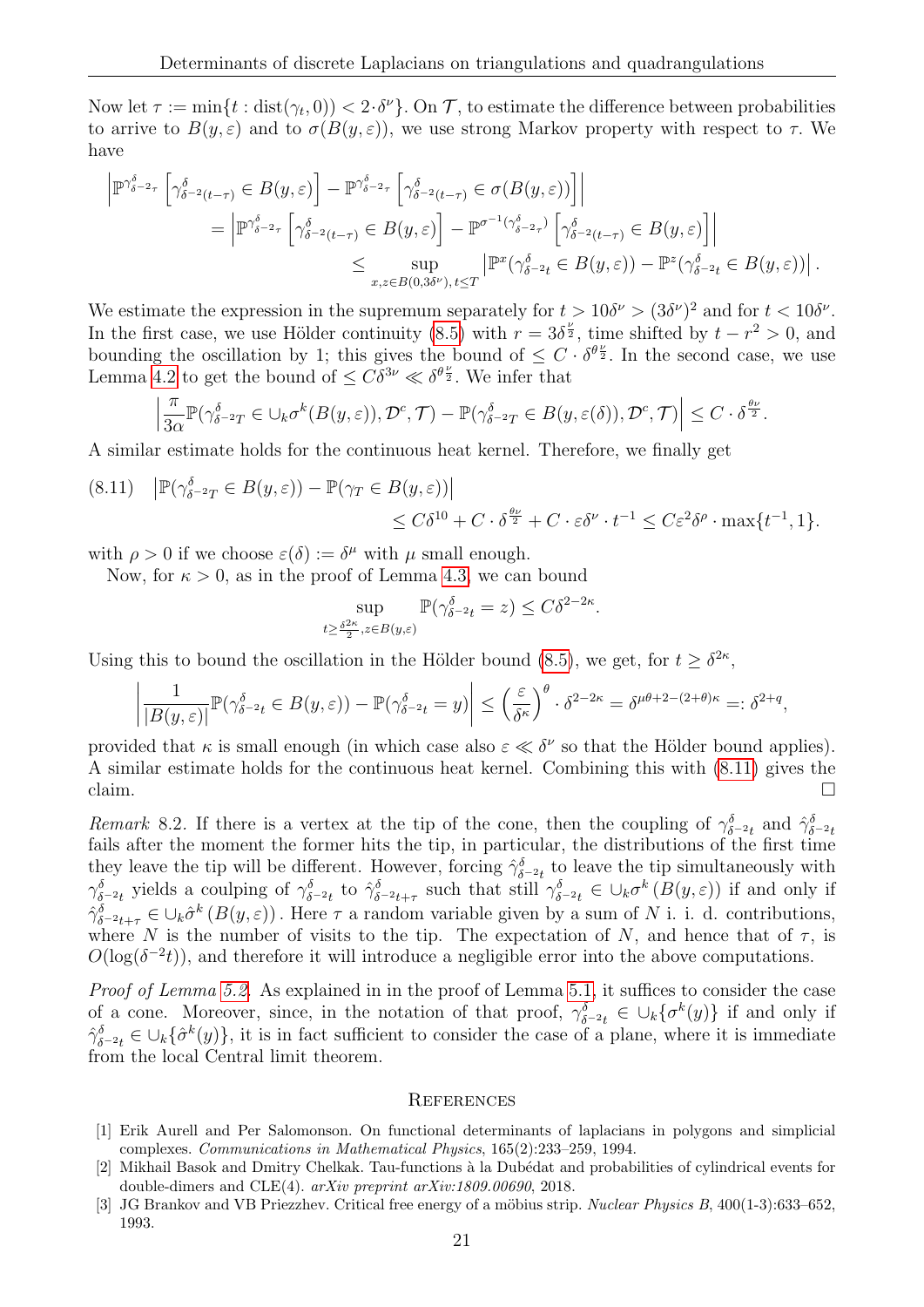Now let $\tau := \min\{t : \mathrm{dist}(\gamma_t, 0)) < 2\cdot\delta^\nu\}$. On $\mathcal{T}$, to estimate the difference between probabilities to arrive to $B(y,\varepsilon)$ and to $\sigma(B(y,\varepsilon))$, we use strong Markov property with respect to $\tau$. We have

$$
\begin{aligned}
&\left|\mathbb{P}^{\gamma^\delta_{\delta^{-2}\tau}}\left[\gamma^\delta_{\delta^{-2}(t-\tau)} \in B(y,\varepsilon)\right] - \mathbb{P}^{\gamma^\delta_{\delta^{-2}\tau}}\left[\gamma^\delta_{\delta^{-2}(t-\tau)} \in \sigma(B(y,\varepsilon))\right]\right| \\
&\qquad = \left|\mathbb{P}^{\gamma^\delta_{\delta^{-2}\tau}}\left[\gamma^\delta_{\delta^{-2}(t-\tau)} \in B(y,\varepsilon)\right] - \mathbb{P}^{\sigma^{-1}(\gamma^\delta_{\delta^{-2}\tau})}\left[\gamma^\delta_{\delta^{-2}(t-\tau)} \in B(y,\varepsilon)\right]\right| \\
&\qquad\qquad \leq \sup_{x,z\in B(0,3\delta^\nu),\, t\leq T}\left|\mathbb{P}^x(\gamma^\delta_{\delta^{-2}t} \in B(y,\varepsilon)) - \mathbb{P}^z(\gamma^\delta_{\delta^{-2}t} \in B(y,\varepsilon))\right|.
\end{aligned}
$$

We estimate the expression in the supremum separately for $t > 10\delta^\nu > (3\delta^\nu)^2$ and for $t < 10\delta^\nu$. In the first case, we use Hölder continuity (8.5) with $r = 3\delta^{\frac{\nu}{2}}$, time shifted by $t - r^2 > 0$, and bounding the oscillation by 1; this gives the bound of $\leq C\cdot\delta^{\theta\frac{\nu}{2}}$. In the second case, we use Lemma 4.2 to get the bound of $\leq C\delta^{3\nu} \ll \delta^{\theta\frac{\nu}{2}}$. We infer that

$$
\left|\frac{\pi}{3\alpha}\mathbb{P}(\gamma^\delta_{\delta^{-2}T} \in \cup_k\sigma^k(B(y,\varepsilon)), \mathcal{D}^c, \mathcal{T}) - \mathbb{P}(\gamma^\delta_{\delta^{-2}T} \in B(y,\varepsilon(\delta)), \mathcal{D}^c, \mathcal{T})\right| \leq C\cdot\delta^{\frac{\theta\nu}{2}}.
$$

A similar estimate holds for the continuous heat kernel. Therefore, we finally get

$$
\begin{aligned}
(8.11)\quad &\left|\mathbb{P}(\gamma^\delta_{\delta^{-2}T} \in B(y,\varepsilon)) - \mathbb{P}(\gamma_T \in B(y,\varepsilon))\right| \\
&\qquad\qquad \leq C\delta^{10} + C\cdot\delta^{\frac{\theta\nu}{2}} + C\cdot\varepsilon\delta^\nu\cdot t^{-1} \leq C\varepsilon^2\delta^\rho\cdot\max\{t^{-1},1\}.
\end{aligned}
$$

with $\rho > 0$ if we choose $\varepsilon(\delta) := \delta^\mu$ with $\mu$ small enough.

Now, for $\kappa > 0$, as in the proof of Lemma 4.3, we can bound

$$
\sup_{t\geq\frac{\delta^{2\kappa}}{2},\, z\in B(y,\varepsilon)} \mathbb{P}(\gamma^\delta_{\delta^{-2}t} = z) \leq C\delta^{2-2\kappa}.
$$

Using this to bound the oscillation in the Hölder bound (8.5), we get, for $t \geq \delta^{2\kappa}$,

$$
\left|\frac{1}{|B(y,\varepsilon)|}\mathbb{P}(\gamma^\delta_{\delta^{-2}t} \in B(y,\varepsilon)) - \mathbb{P}(\gamma^\delta_{\delta^{-2}t} = y)\right| \leq \left(\frac{\varepsilon}{\delta^\kappa}\right)^\theta\cdot\delta^{2-2\kappa} = \delta^{\mu\theta+2-(2+\theta)\kappa} =: \delta^{2+q},
$$

provided that $\kappa$ is small enough (in which case also $\varepsilon \ll \delta^\nu$ so that the Hölder bound applies). A similar estimate holds for the continuous heat kernel. Combining this with (8.11) gives the claim. $\square$

*Remark* 8.2. If there is a vertex at the tip of the cone, then the coupling of $\gamma^\delta_{\delta^{-2}t}$ and $\hat\gamma^\delta_{\delta^{-2}t}$ fails after the moment the former hits the tip, in particular, the distributions of the first time they leave the tip will be different. However, forcing $\hat\gamma^\delta_{\delta^{-2}t}$ to leave the tip simultaneously with $\gamma^\delta_{\delta^{-2}t}$ yields a coulping of $\gamma^\delta_{\delta^{-2}t}$ to $\hat\gamma^\delta_{\delta^{-2}t+\tau}$ such that still $\gamma^\delta_{\delta^{-2}t} \in \cup_k\sigma^k\left(B(y,\varepsilon)\right)$ if and only if $\hat\gamma^\delta_{\delta^{-2}t+\tau} \in \cup_k\hat\sigma^k\left(B(y,\varepsilon)\right)$. Here $\tau$ a random variable given by a sum of $N$ i. i. d. contributions, where $N$ is the number of visits to the tip. The expectation of $N$, and hence that of $\tau$, is $O(\log(\delta^{-2}t))$, and therefore it will introduce a negligible error into the above computations.

*Proof of Lemma 5.2.* As explained in in the proof of Lemma 5.1, it suffices to consider the case of a cone. Moreover, since, in the notation of that proof, $\gamma^\delta_{\delta^{-2}t} \in \cup_k\{\sigma^k(y)\}$ if and only if $\hat\gamma^\delta_{\delta^{-2}t} \in \cup_k\{\hat\sigma^k(y)\}$, it is in fact sufficient to consider the case of a plane, where it is immediate from the local Central limit theorem.

## References

[1] Erik Aurell and Per Salomonson. On functional determinants of laplacians in polygons and simplicial complexes. *Communications in Mathematical Physics*, 165(2):233–259, 1994.

[2] Mikhail Basok and Dmitry Chelkak. Tau-functions à la Dubédat and probabilities of cylindrical events for double-dimers and CLE(4). *arXiv preprint arXiv:1809.00690*, 2018.

[3] JG Brankov and VB Priezzhev. Critical free energy of a möbius strip. *Nuclear Physics B*, 400(1-3):633–652, 1993.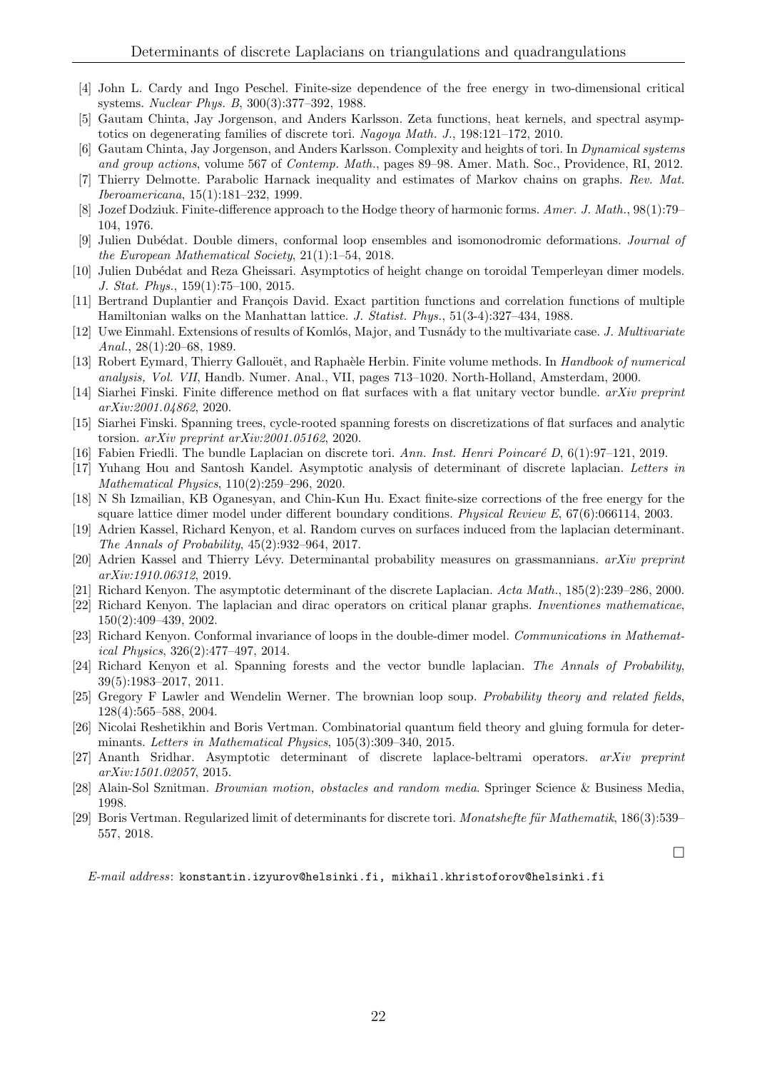[4] John L. Cardy and Ingo Peschel. Finite-size dependence of the free energy in two-dimensional critical systems. *Nuclear Phys. B*, 300(3):377–392, 1988.

[5] Gautam Chinta, Jay Jorgenson, and Anders Karlsson. Zeta functions, heat kernels, and spectral asymptotics on degenerating families of discrete tori. *Nagoya Math. J.*, 198:121–172, 2010.

[6] Gautam Chinta, Jay Jorgenson, and Anders Karlsson. Complexity and heights of tori. In *Dynamical systems and group actions*, volume 567 of *Contemp. Math.*, pages 89–98. Amer. Math. Soc., Providence, RI, 2012.

[7] Thierry Delmotte. Parabolic Harnack inequality and estimates of Markov chains on graphs. *Rev. Mat. Iberoamericana*, 15(1):181–232, 1999.

[8] Jozef Dodziuk. Finite-difference approach to the Hodge theory of harmonic forms. *Amer. J. Math.*, 98(1):79–104, 1976.

[9] Julien Dubédat. Double dimers, conformal loop ensembles and isomonodromic deformations. *Journal of the European Mathematical Society*, 21(1):1–54, 2018.

[10] Julien Dubédat and Reza Gheissari. Asymptotics of height change on toroidal Temperleyan dimer models. *J. Stat. Phys.*, 159(1):75–100, 2015.

[11] Bertrand Duplantier and François David. Exact partition functions and correlation functions of multiple Hamiltonian walks on the Manhattan lattice. *J. Statist. Phys.*, 51(3-4):327–434, 1988.

[12] Uwe Einmahl. Extensions of results of Komlós, Major, and Tusnády to the multivariate case. *J. Multivariate Anal.*, 28(1):20–68, 1989.

[13] Robert Eymard, Thierry Gallouët, and Raphaèle Herbin. Finite volume methods. In *Handbook of numerical analysis, Vol. VII*, Handb. Numer. Anal., VII, pages 713–1020. North-Holland, Amsterdam, 2000.

[14] Siarhei Finski. Finite difference method on flat surfaces with a flat unitary vector bundle. *arXiv preprint arXiv:2001.04862*, 2020.

[15] Siarhei Finski. Spanning trees, cycle-rooted spanning forests on discretizations of flat surfaces and analytic torsion. *arXiv preprint arXiv:2001.05162*, 2020.

[16] Fabien Friedli. The bundle Laplacian on discrete tori. *Ann. Inst. Henri Poincaré D*, 6(1):97–121, 2019.

[17] Yuhang Hou and Santosh Kandel. Asymptotic analysis of determinant of discrete laplacian. *Letters in Mathematical Physics*, 110(2):259–296, 2020.

[18] N Sh Izmailian, KB Oganesyan, and Chin-Kun Hu. Exact finite-size corrections of the free energy for the square lattice dimer model under different boundary conditions. *Physical Review E*, 67(6):066114, 2003.

[19] Adrien Kassel, Richard Kenyon, et al. Random curves on surfaces induced from the laplacian determinant. *The Annals of Probability*, 45(2):932–964, 2017.

[20] Adrien Kassel and Thierry Lévy. Determinantal probability measures on grassmannians. *arXiv preprint arXiv:1910.06312*, 2019.

[21] Richard Kenyon. The asymptotic determinant of the discrete Laplacian. *Acta Math.*, 185(2):239–286, 2000.

[22] Richard Kenyon. The laplacian and dirac operators on critical planar graphs. *Inventiones mathematicae*, 150(2):409–439, 2002.

[23] Richard Kenyon. Conformal invariance of loops in the double-dimer model. *Communications in Mathematical Physics*, 326(2):477–497, 2014.

[24] Richard Kenyon et al. Spanning forests and the vector bundle laplacian. *The Annals of Probability*, 39(5):1983–2017, 2011.

[25] Gregory F Lawler and Wendelin Werner. The brownian loop soup. *Probability theory and related fields*, 128(4):565–588, 2004.

[26] Nicolai Reshetikhin and Boris Vertman. Combinatorial quantum field theory and gluing formula for determinants. *Letters in Mathematical Physics*, 105(3):309–340, 2015.

[27] Ananth Sridhar. Asymptotic determinant of discrete laplace-beltrami operators. *arXiv preprint arXiv:1501.02057*, 2015.

[28] Alain-Sol Sznitman. *Brownian motion, obstacles and random media*. Springer Science & Business Media, 1998.

[29] Boris Vertman. Regularized limit of determinants for discrete tori. *Monatshefte für Mathematik*, 186(3):539–557, 2018.

□

*E-mail address*: konstantin.izyurov@helsinki.fi, mikhail.khristoforov@helsinki.fi